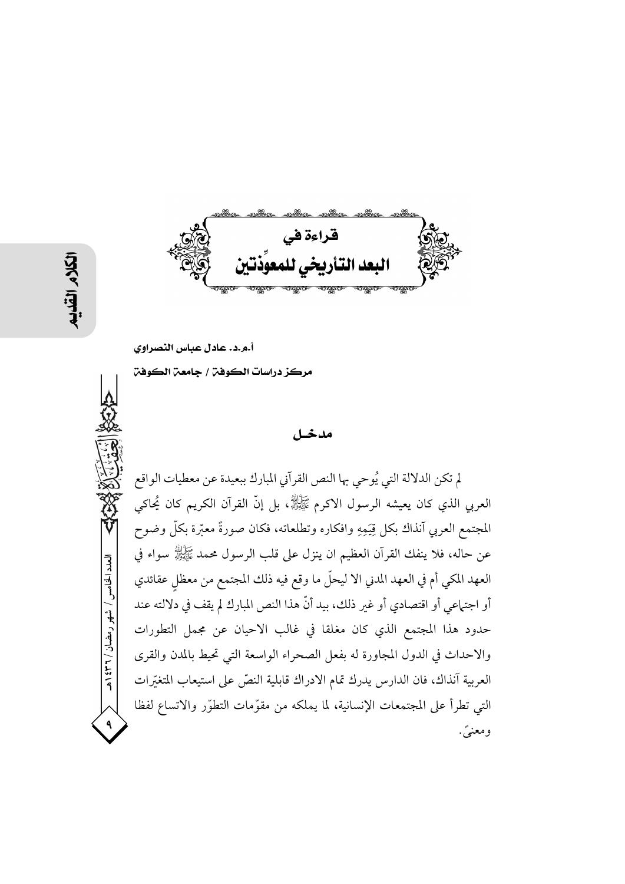# قراءة في
# البعد التأريخي للمعوِّذتين

**أ.م.د. عادل عباس النصراوي**

**مركز دراسات الكوفة / جامعة الكوفة**

## مدخـل

لم تكن الدلالة التي يُوحي بها النص القرآني المبارك ببعيدة عن معطيات الواقع العربي الذي كان يعيشه الرسول الاكرم ﷺ، بل إنّ القرآن الكريم كان يُحاكي المجتمع العربي آنذاك بكل قِيَمِهِ وافكاره وتطلعاته، فكان صورةً معبّرة بكلّ وضوح عن حاله، فلا ينفك القرآن العظيم ان ينزل على قلب الرسول محمد ﷺ سواء في العهد المكي أم في العهد المدني الا ليحلّ ما وقع فيه ذلك المجتمع من معظلٍ عقائدي أو اجتماعي أو اقتصادي أو غير ذلك، بيد أنّ هذا النص المبارك لم يقف في دلالته عند حدود هذا المجتمع الذي كان مغلقا في غالب الاحيان عن مجمل التطورات والاحداث في الدول المجاورة له بفعل الصحراء الواسعة التي تحيط بالمدن والقرى العربية آنذاك، فان الدارس يدرك تمام الادراك قابلية النصّ على استيعاب المتغيّرات التي تطرأ على المجتمعات الإنسانية، لما يملكه من مقوّمات التطوّر والاتساع لفظا ومعنىً.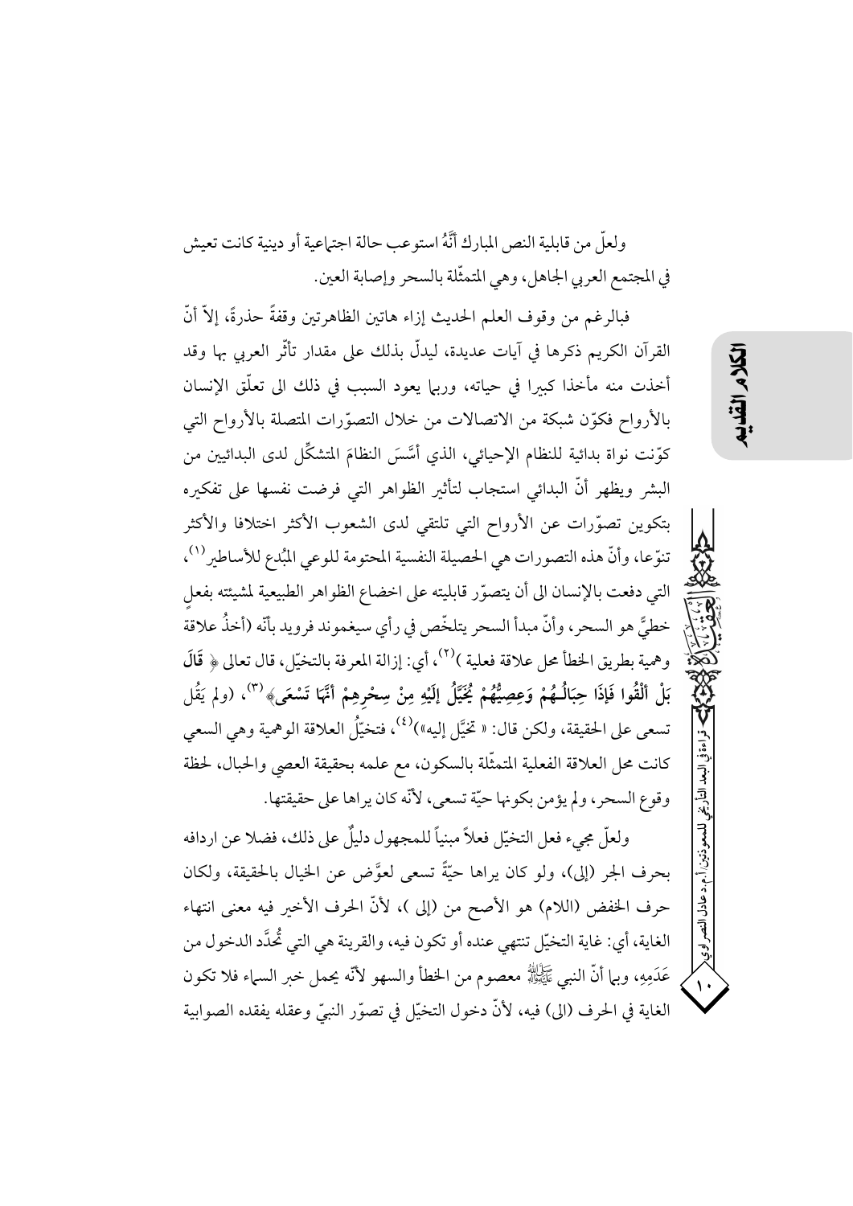ولعلّ من قابلية النص المبارك أنَّهُ استوعب حالة اجتماعية أو دينية كانت تعيش في المجتمع العربي الجاهل، وهي المتمثّلة بالسحر وإصابة العين.

فبالرغم من وقوف العلم الحديث إزاء هاتين الظاهرتين وقفةً حذرةً، إلاّ أنّ القرآن الكريم ذكرها في آيات عديدة، ليدلّ بذلك على مقدار تأثّر العربي بها وقد أخذت منه مأخذا كبيرا في حياته، وربما يعود السبب في ذلك الى تعلّق الإنسان بالأرواح فكوّن شبكة من الاتصالات من خلال التصوّرات المتصلة بالأرواح التي كوّنت نواة بدائية للنظام الإحيائي، الذي أسَّسَ النظامَ المتشكّل لدى البدائيين من البشر ويظهر أنّ البدائي استجاب لتأثير الظواهر التي فرضت نفسها على تفكيره بتكوين تصوّرات عن الأرواح التي تلتقي لدى الشعوب الأكثر اختلافا والأكثر تنوّعا، وأنّ هذه التصورات هي الحصيلة النفسية المحتومة للوعي المبْدع للأساطير[1]، التي دفعت بالإنسان الى أن يتصوّر قابليته على اخضاع الظواهر الطبيعية لمشيئته بفعلٍ خطيٍّ هو السحر، وأنّ مبدأ السحر يتلخّص في رأي سيغموند فرويد بأنّه (أخذُ علاقة وهمية بطريق الخطأ محل علاقة فعلية )[2]، أي: إزالة المعرفة بالتخيّل، قال تعالى ﴿ **قَالَ بَلْ أَلْقُوا فَإِذَا حِبَالُـهُمْ وَعِصِيُّهُمْ يُخَيَّلُ إِلَيْهِ مِنْ سِحْرِهِمْ أَنَّهَا تَسْعَى**﴾[3]، (ولم يَقُل تسعى على الحقيقة، ولكن قال: « تخيَّل إليه»)[4]، فتخيّلُ العلاقة الوهمية وهي السعي كانت محل العلاقة الفعلية المتمثّلة بالسكون، مع علمه بحقيقة العصي والحبال، لحظة وقوع السحر، ولم يؤمن بكونها حيّة تسعى، لأنّه كان يراها على حقيقتها.

ولعلّ مجيء فعل التخيّل فعلاً مبنياً للمجهول دليلٌ على ذلك، فضلا عن اردافه بحرف الجر (إلى)، ولو كان يراها حيّةً تسعى لعوَّض عن الخيال بالحقيقة، ولكان حرف الخفض (اللام) هو الأصح من (إلى )، لأنّ الحرف الأخير فيه معنى انتهاء الغاية، أي: غاية التخيّل تنتهي عنده أو تكون فيه، والقرينة هي التي تُحدَّد الدخول من عَدَمِهِ، وبما أنّ النبي ﷺ معصوم من الخطأ والسهو لأنّه يحمل خبر السماء فلا تكون الغاية في الحرف (الى) فيه، لأنّ دخول التخيّل في تصوّر النبيّ وعقله يفقده الصوابية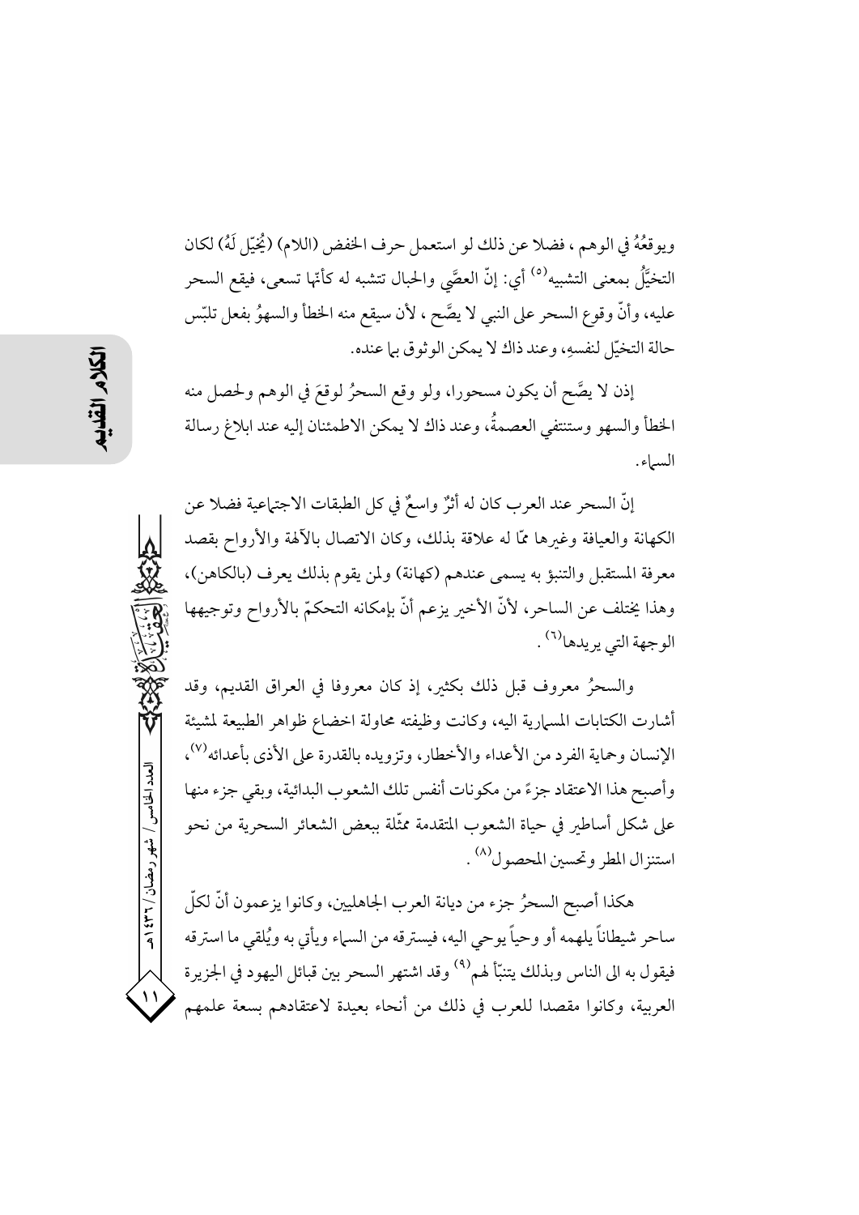ويوقعُهُ في الوهم ، فضلا عن ذلك لو استعمل حرف الخفض (اللام) (يُخَيَّل لَهُ) لكان التخيُّل بمعنى التشبيه[٥] أي: إنّ العصَّي والحبال تتشبه له كأنّها تسعى، فيقع السحر عليه، وأنّ وقوع السحر على النبي لا يصِّح ، لأن سيقع منه الخطأ والسهوُ بفعل تلبّس حالة التخيّل لنفسهِ، وعند ذاك لا يمكن الوثوق بما عنده.

إذن لا يصَّح أن يكون مسحورا، ولو وقع السحرُ لوقعَ في الوهم ولحصل منه الخطأ والسهو وستنتفي العصمةُ، وعند ذاك لا يمكن الاطمئنان إليه عند ابلاغ رسالة السماء.

إنّ السحر عند العرب كان له أثرٌ واسعٌ في كل الطبقات الاجتماعية فضلا عن الكهانة والعيافة وغيرها ممّا له علاقة بذلك، وكان الاتصال بالآلهة والأرواح بقصد معرفة المستقبل والتنبؤ به يسمى عندهم (كهانة) ولمن يقوم بذلك يعرف (بالكاهن)، وهذا يختلف عن الساحر، لأنّ الأخير يزعم أنّ بإمكانه التحكمّ بالأرواح وتوجيهها الوجهة التي يريدها[٦] .

والسحرُ معروف قبل ذلك بكثير، إذ كان معروفا في العراق القديم، وقد أشارت الكتابات المسمارية اليه، وكانت وظيفته محاولة اخضاع ظواهر الطبيعة لمشيئة الإنسان وحماية الفرد من الأعداء والأخطار، وتزويده بالقدرة على الأذى بأعدائه[٧]، وأصبح هذا الاعتقاد جزءً من مكونات أنفس تلك الشعوب البدائية، وبقي جزء منها على شكل أساطير في حياة الشعوب المتقدمة ممثّلة ببعض الشعائر السحرية من نحو استنزال المطر وتحسين المحصول[٨] .

هكذا أصبح السحرُ جزء من ديانة العرب الجاهليين، وكانوا يزعمون أنّ لكلّ ساحر شيطاناً يلهمه أو وحياً يوحي اليه، فيسترقه من السماء ويأتي به ويُلقي ما استرقه فيقول به الى الناس وبذلك يتنبّأ لهم[٩] وقد اشتهر السحر بين قبائل اليهود في الجزيرة العربية، وكانوا مقصدا للعرب في ذلك من أنحاء بعيدة لاعتقادهم بسعة علمهم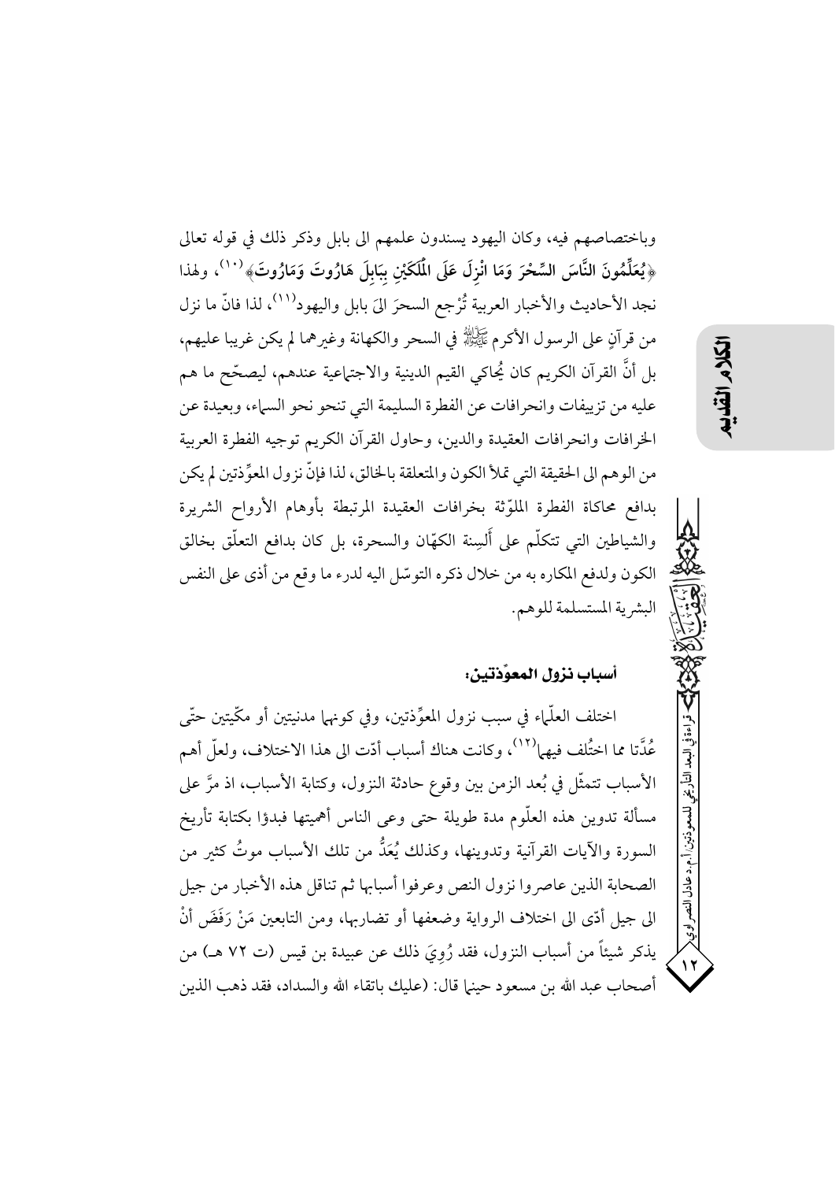وباختصاصهم فيه، وكان اليهود يسندون علمهم الى بابل وذكر ذلك في قوله تعالى ﴿**يُعَلِّمُونَ النَّاسَ السِّحْرَ وَمَا انْزِلَ عَلَى الْمَلَكَيْنِ بِبَابِلَ هَارُوتَ وَمَارُوتَ**﴾(١٠)، ولهذا نجد الأحاديث والأخبار العربية تُرْجع السحرَ الىَ بابل واليهود(١١)، لذا فانّ ما نزل من قرآنٍ على الرسول الأكرم ﷺ في السحر والكهانة وغيرهما لم يكن غريبا عليهم، بل أنَّ القرآن الكريم كان يُحاكي القيم الدينية والاجتماعية عندهم، ليصحّح ما هم عليه من تزييفات وانحرافات عن الفطرة السليمة التي تنحو نحو السماء، وبعيدة عن الخرافات وانحرافات العقيدة والدين، وحاول القرآن الكريم توجيه الفطرة العربية من الوهم الى الحقيقة التي تملأ الكون والمتعلقة بالخالق، لذا فإنّ نزول المعوِّذتين لم يكن بدافع محاكاة الفطرة الملوّثة بخرافات العقيدة المرتبطة بأوهام الأرواح الشريرة والشياطين التي تتكلّم على ألَسِنة الكهّان والسحرة، بل كان بدافع التعلّق بخالق الكون ولدفع المكاره به من خلال ذكره التوسّل اليه لدرء ما وقع من أذى على النفس البشرية المستسلمة للوهم.

### أسباب نزول المعوِّذتين:

اختلف العلّماء في سبب نزول المعوِّذتين، وفي كونهما مدنيتين أو مكّيتين حتّى عُدَّتا مما اختُلف فيهما(١٢)، وكانت هناك أسباب أدّت الى هذا الاختلاف، ولعلّ أهم الأسباب تتمثّل في بُعد الزمن بين وقوع حادثة النزول، وكتابة الأسباب، اذ مرَّ على مسألة تدوين هذه العلّوم مدة طويلة حتى وعى الناس أهميتها فبدؤا بكتابة تأريخ السورة والآيات القرآنية وتدوينها، وكذلك يُعَدُّ من تلك الأسباب موتُ كثير من الصحابة الذين عاصروا نزول النص وعرفوا أسبابها ثم تناقل هذه الأخبار من جيل الى جيل أدّى الى اختلاف الرواية وضعفها أو تضاربها، ومن التابعين مَنْ رَفَضَ أنْ يذكر شيئاً من أسباب النزول، فقد رُوِيَ ذلك عن عبيدة بن قيس (ت ٧٢ هـ) من أصحاب عبد الله بن مسعود حينما قال: (عليك باتقاء الله والسداد، فقد ذهب الذين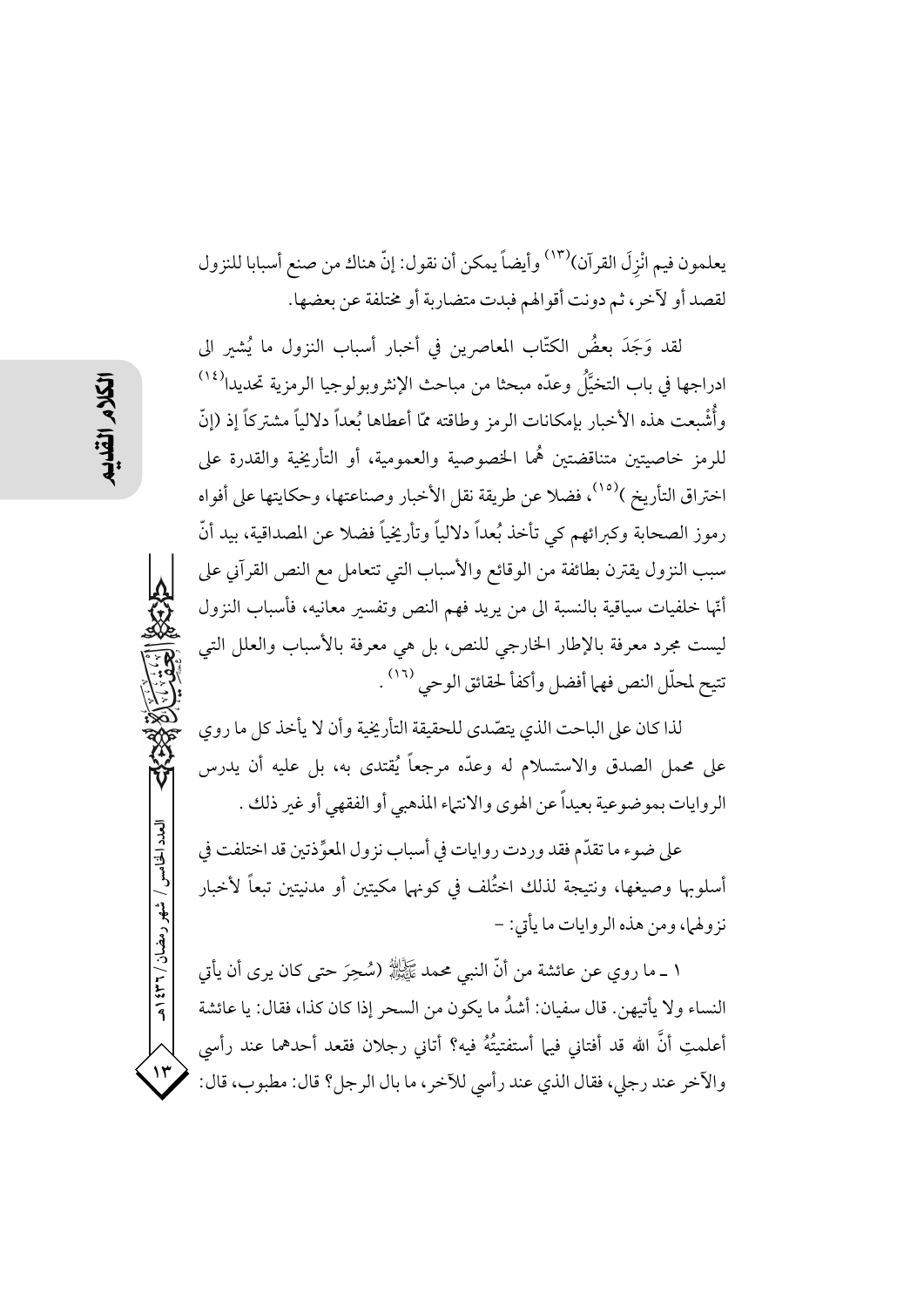يعلمون فيم انْزِلَ القرآن)[١٣] وأيضاً يمكن أن نقول: إنّ هناك من صنع أسبابا للنزول لقصد أو لآخر، ثم دونت أقوالهم فبدت متضاربة أو مختلفة عن بعضها.

لقد وَجَدَ بعضُ الكتّاب المعاصرين في أخبار أسباب النزول ما يُشير الى ادراجها في باب التخيُّل وعدّه مبحثا من مباحث الإنثروبولوجيا الرمزية تحديدا[١٤] وأُشْبعت هذه الأخبار بإمكانات الرمز وطاقته ممّا أعطاها بُعداً دلالياً مشتركاً إذ (إنّ للرمز خاصيتين متناقضتين هُما الخصوصية والعمومية، أو التأريخية والقدرة على اختراق التأريخ)[١٥]، فضلا عن طريقة نقل الأخبار وصناعتها، وحكايتها على أفواه رموز الصحابة وكبرائهم كي تأخذ بُعداً دلالياً وتأريخياً فضلا عن المصداقية، بيد أنّ سبب النزول يقترن بطائفة من الوقائع والأسباب التي تتعامل مع النص القرآني على أنّها خلفيات سياقية بالنسبة الى من يريد فهم النص وتفسير معانيه، فأسباب النزول ليست مجرد معرفة بالإطار الخارجي للنص، بل هي معرفة بالأسباب والعلل التي تتيح لمحلّل النص فهما أفضل وأكفأ لحقائق الوحي[١٦].

لذا كان على الباحث الذي يتصّدى للحقيقة التأريخية وأن لا يأخذ كل ما روي على محمل الصدق والاستسلام له وعدّه مرجعاً يُقتدى به، بل عليه أن يدرس الروايات بموضوعية بعيداً عن الهوى والانتماء المذهبي أو الفقهي أو غير ذلك.

على ضوء ما تقدّم فقد وردت روايات في أسباب نزول المعوِّذتين قد اختلفت في أسلوبها وصيغها، ونتيجة لذلك اختُلف في كونهما مكيتين أو مدنيتين تبعاً لأخبار نزولهما، ومن هذه الروايات ما يأتي: -

١ ـ ما روي عن عائشة من أنّ النبي محمد ﷺ (سُحِرَ حتى كان يرى أن يأتي النساء ولا يأتيهن. قال سفيان: أشدُ ما يكون من السحر إذا كان كذا، فقال: يا عائشة أعلمتِ أنَّ الله قد أفتاني فيما أستفتيتُهُ فيه؟ أتاني رجلان فقعد أحدهما عند رأسي والآخر عند رجلي، فقال الذي عند رأسي للآخر، ما بال الرجل؟ قال: مطبوب، قال: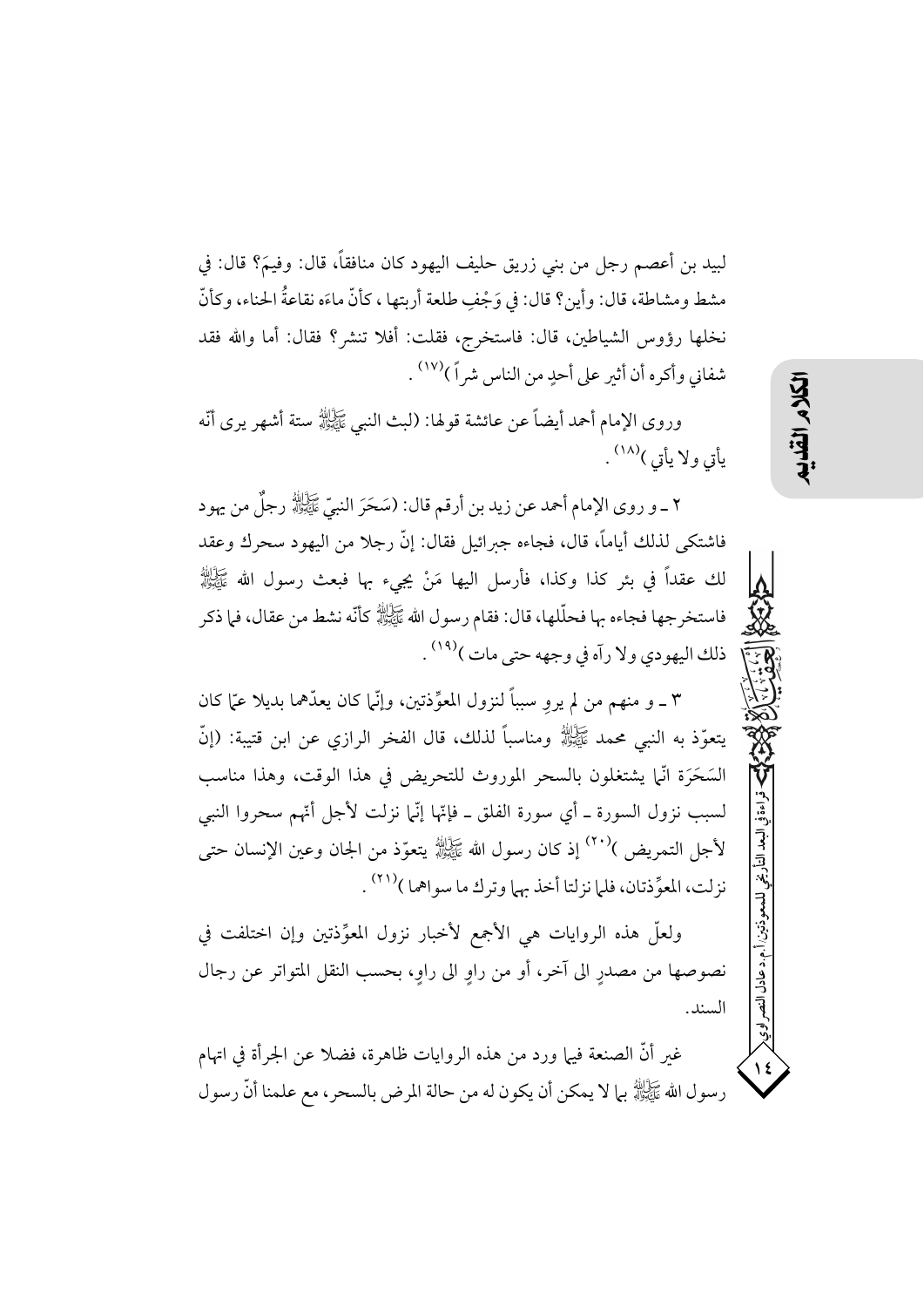لبيد بن أعصم رجل من بني زريق حليف اليهود كان منافقاً، قال: وفيمَ؟ قال: في مشط ومشاطة، قال: وأين؟ قال: في وَجْفِ طلعة أربتها ، كأنّ ماءَه نقاعةُ الحناء، وكأنّ نخلها رؤوس الشياطين، قال: فاستخرج، فقلت: أفلا تنشر؟ فقال: أما والله فقد شفاني وأكره أن أثير على أحدٍ من الناس شراً )[17] .

وروى الإمام أحمد أيضاً عن عائشة قولها: (لبث النبي ﷺ ستة أشهر يرى أنّه يأتي ولا يأتي )[18] .

٢ ـ و روى الإمام أحمد عن زيد بن أرقم قال: (سَحَرَ النبيّ ﷺ رجلٌ من يهود فاشتكى لذلك أياماً، قال، فجاءه جبرائيل فقال: إنّ رجلا من اليهود سحرك وعقد لك عقداً في بئر كذا وكذا، فأرسل اليها مَنْ يجيء بها فبعث رسول الله ﷺ فاستخرجها فجاءه بها فحلّلها، قال: فقام رسول الله ﷺ كأنّه نشط من عقال، فما ذكر ذلك اليهودي ولا رآه في وجهه حتى مات )[19] .

٣ ـ و منهم من لم يروِ سبباً لنزول المعوِّذتين، وإنّما كان يعدّهما بديلا عمّا كان يتعوّذ به النبي محمد ﷺ ومناسباً لذلك، قال الفخر الرازي عن ابن قتيبة: (إنّ السَحَرَة انّما يشتغلون بالسحر الموروث للتحريض في هذا الوقت، وهذا مناسب لسبب نزول السورة ـ أي سورة الفلق ـ فإنّها إنّما نزلت لأجل أنّهم سحروا النبي لأجل التمريض )[20] إذ كان رسول الله ﷺ يتعوّذ من الجان وعين الإنسان حتى نزلت، المعوِّذتان، فلما نزلتا أخذ بهما وترك ما سواهما )[21] .

ولعلّ هذه الروايات هي الأجمع لأخبار نزول المعوِّذتين وإن اختلفت في نصوصها من مصدرٍ الى آخر، أو من راوٍ الى راوٍ، بحسب النقل المتواتر عن رجال السند.

غير أنّ الصنعة فيما ورد من هذه الروايات ظاهرة، فضلا عن الجرأة في اتهام رسول الله ﷺ بما لا يمكن أن يكون له من حالة المرض بالسحر، مع علمنا أنّ رسول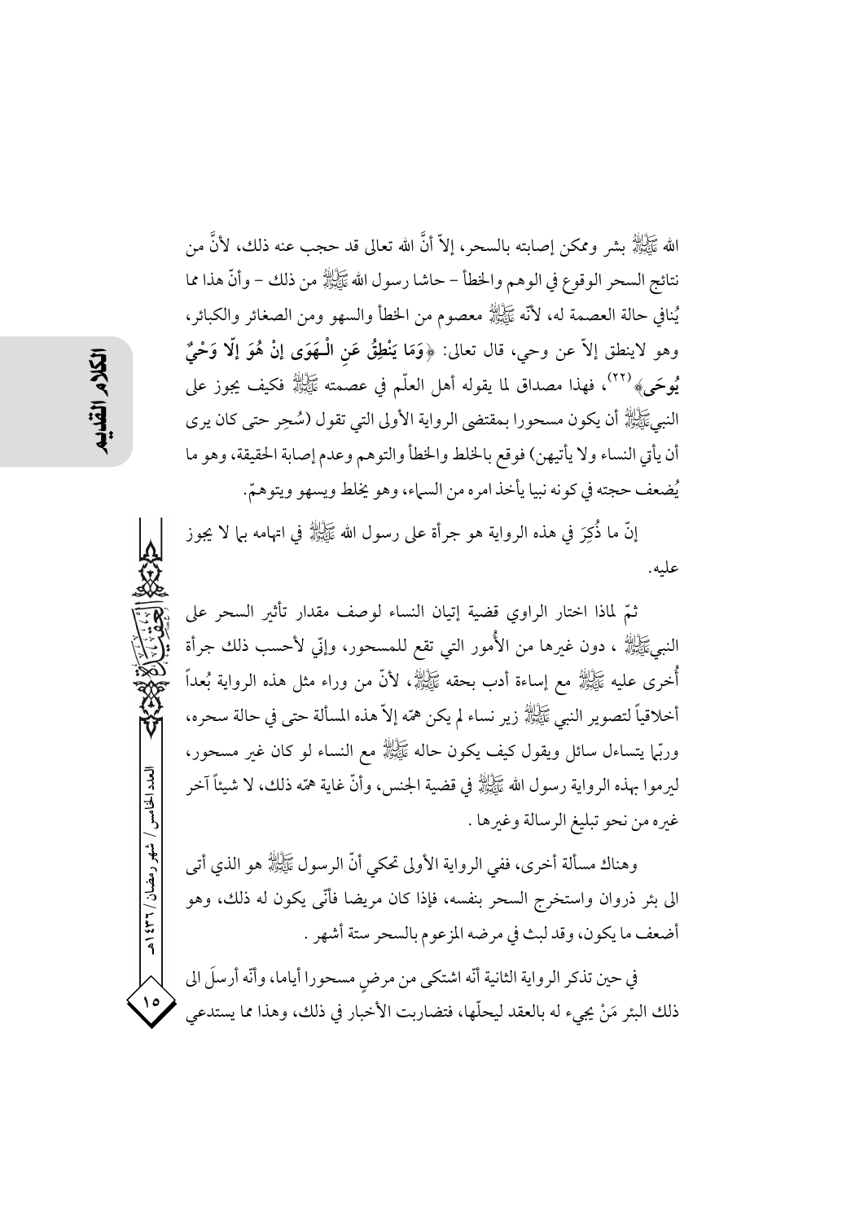الله ﷺ بشر وممكن إصابته بالسحر، إلاّ أنَّ الله تعالى قد حجب عنه ذلك، لأنَّ من نتائج السحر الوقوع في الوهم والخطأ – حاشا رسول الله ﷺ من ذلك – وأنّ هذا مما يُنافي حالة العصمة له، لأنّه ﷺ معصوم من الخطأ والسهو ومن الصغائر والكبائر، وهو لاينطق إلاّ عن وحي، قال تعالى: ﴿**وَمَا يَنْطِقُ عَنِ الْـهَوَى إِنْ هُوَ إِلّا وَحْيٌ يُوحَى**﴾[22]، فهذا مصداق لما يقوله أهل العلّم في عصمته ﷺ فكيف يجوز على النبيﷺ أن يكون مسحورا بمقتضى الرواية الأولى التي تقول (سُحِر حتى كان يرى أن يأتي النساء ولا يأتيهن) فوقع بالخلط والخطأ والتوهم وعدم إصابة الحقيقة، وهو ما يُضعف حجته في كونه نبيا يأخذ امره من السماء، وهو يخلط ويسهو ويتوهّم.

إنّ ما ذُكِرَ في هذه الرواية هو جرأة على رسول الله ﷺ في اتهامه بما لا يجوز عليه.

ثمّ لماذا اختار الراوي قضية إتيان النساء لوصف مقدار تأثير السحر على النبيﷺ ، دون غيرها من الأُمور التي تقع للمسحور، وإنّي لأحسب ذلك جرأة أُخرى عليه ﷺ مع إساءة أدب بحقه ﷺ، لأنّ من وراء مثل هذه الرواية بُعداً أخلاقياً لتصوير النبي ﷺ زير نساء لم يكن همّه إلاّ هذه المسألة حتى في حالة سحره، وربّما يتساءل سائل ويقول كيف يكون حاله ﷺ مع النساء لو كان غير مسحور، ليرموا بهذه الرواية رسول الله ﷺ في قضية الجنس، وأنّ غاية همّه ذلك، لا شيئاً آخر غيره من نحو تبليغ الرسالة وغيرها .

وهناك مسألة أخرى، ففي الرواية الأولى تحكي أنّ الرسول ﷺ هو الذي أتى الى بئر ذروان واستخرج السحر بنفسه، فإذا كان مريضا فأنّى يكون له ذلك، وهو أضعف ما يكون، وقد لبث في مرضه المزعوم بالسحر ستة أشهر .

في حين تذكر الرواية الثانية أنّه اشتكى من مرضٍ مسحورا أياما، وأنّه أرسلَ الى ذلك البئر مَنْ يجيء له بالعقد ليحلّها، فتضاربت الأخبار في ذلك، وهذا مما يستدعي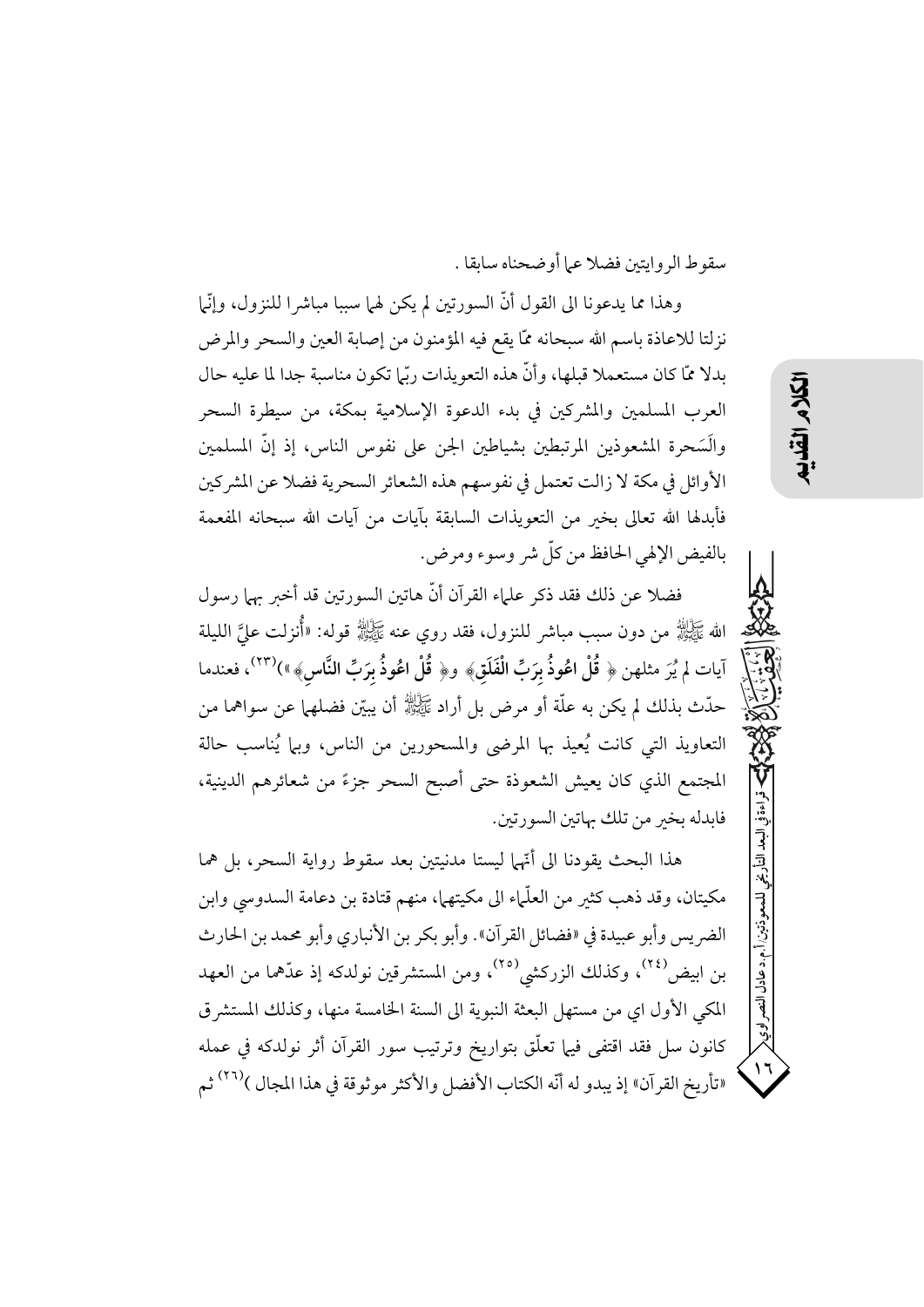سقوط الروايتين فضلا عما أوضحناه سابقا .

وهذا مما يدعونا الى القول أنّ السورتين لم يكن لهما سببا مباشرا للنزول، وإنّما نزلتا للاعاذة باسم الله سبحانه ممّا يقع فيه المؤمنون من إصابة العين والسحر والمرض بدلا ممّا كان مستعملا قبلها، وأنّ هذه التعويذات ربّما تكون مناسبة جدا لما عليه حال العرب المسلمين والمشركين في بدء الدعوة الإسلامية بمكة، من سيطرة السحر والسَحرة المشعوذين المرتبطين بشياطين الجن على نفوس الناس، إذ إنّ المسلمين الأوائل في مكة لا زالت تعتمل في نفوسهم هذه الشعائر السحرية فضلا عن المشركين فأبدلها الله تعالى بخير من التعويذات السابقة بآيات من آيات الله سبحانه المفعمة بالفيض الإلهي الحافظ من كلّ شر وسوء ومرض.

فضلا عن ذلك فقد ذكر علماء القرآن أنّ هاتين السورتين قد أخبر بهما رسول الله ﷺ من دون سبب مباشر للنزول، فقد روي عنه ﷺ قوله: «أُنزلت عليَّ الليلة آيات لم يُرَ مثلهن ﴿ قُلْ اعُوذُ بِرَبِّ الْفَلَقِ﴾ و﴿ قُلْ اعُوذُ بِرَبِّ النَّاسِ﴾ »[23]، فعندما حدّث بذلك لم يكن به علّة أو مرض بل أراد ﷺ أن يبيّن فضلهما عن سواهما من التعاويذ التي كانت يُعيذ بها المرضى والمسحورين من الناس، وبها يُناسب حالة المجتمع الذي كان يعيش الشعوذة حتى أصبح السحر جزءً من شعائرهم الدينية، فابدله بخير من تلك بهاتين السورتين.

هذا البحث يقودنا الى أنّها ليستا مدنيتين بعد سقوط رواية السحر، بل هما مكيتان، وقد ذهب كثير من العلّماء الى مكيتهما، منهم قتادة بن دعامة السدوسي وابن الضريس وأبو عبيدة في «فضائل القرآن». وأبو بكر بن الأنباري وأبو محمد بن الحارث بن ابيض[24]، وكذلك الزركشي[25]، ومن المستشرقين نولدكه إذ عدّهما من العهد المكي الأول اي من مستهل البعثة النبوية الى السنة الخامسة منها، وكذلك المستشرق كانون سل فقد اقتفى فيما تعلّق بتواريخ وترتيب سور القرآن أثر نولدكه في عمله «تأريخ القرآن» إذ يبدو له أنّه الكتاب الأفضل والأكثر موثوقة في هذا المجال )[26] ثم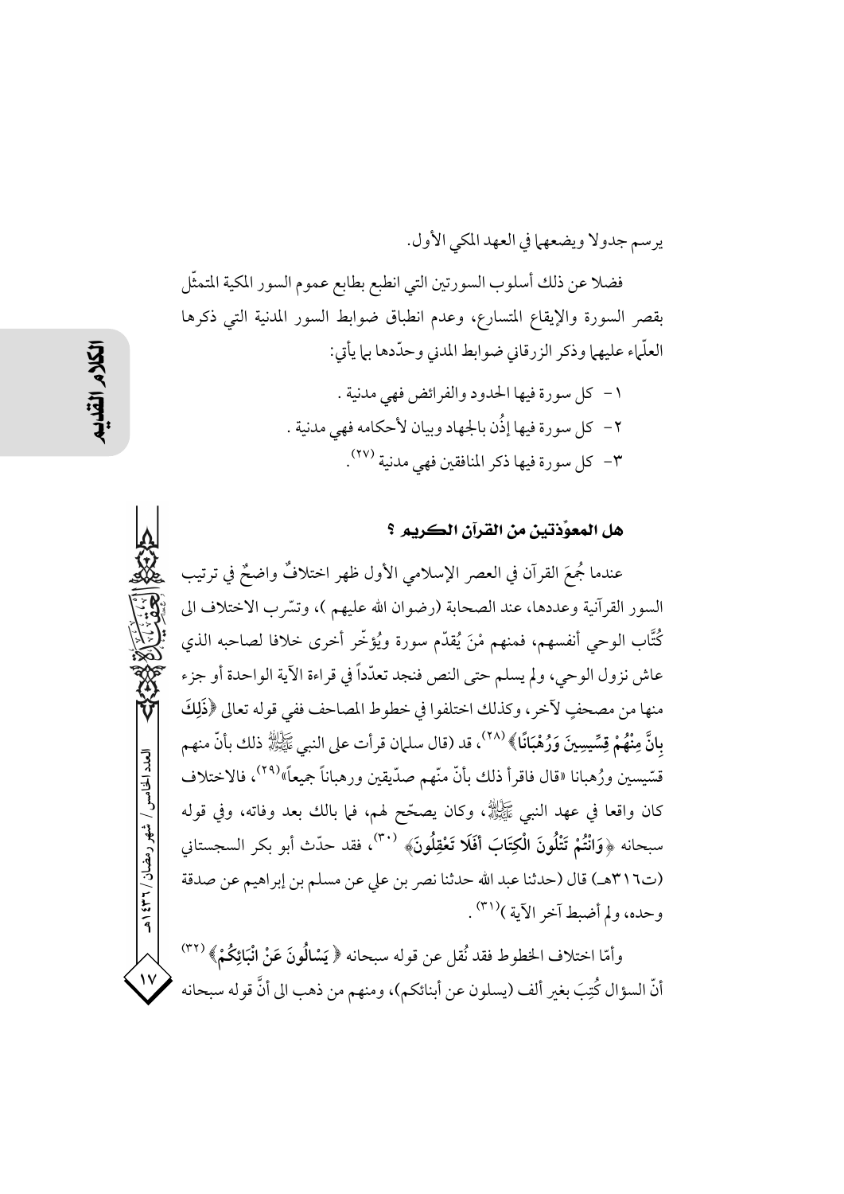يرسم جدولا ويضعها في العهد المكي الأول.

فضلا عن ذلك أسلوب السورتين التي انطبع بطابع عموم السور المكية المتمثّل بقصر السورة والإيقاع المتسارع، وعدم انطباق ضوابط السور المدنية التي ذكرها العلماء عليها وذكر الزرقاني ضوابط المدني وحدّدها بما يأتي:

١- كل سورة فيها الحدود والفرائض فهي مدنية .
٢- كل سورة فيها إذُن بالجهاد وبيان لأحكامه فهي مدنية .
٣- كل سورة فيها ذكر المنافقين فهي مدنية [٢٧] .

### هل المعوّذتين من القرآن الكريم ؟

عندما جُمعَ القرآن في العصر الإسلامي الأول ظهر اختلافٌ واضحٌ في ترتيب السور القرآنية وعددها، عند الصحابة (رضوان الله عليهم )، وتسّرب الاختلاف الى كُتَّاب الوحي أنفسهم، فمنهم مْنَ يُقدّم سورة ويُؤخّر أخرى خلافا لصاحبه الذي عاش نزول الوحي، ولم يسلم حتى النص فنجد تعدّداً في قراءة الآية الواحدة أو جزء منها من مصحفٍ لآخر، وكذلك اختلفوا في خطوط المصاحف ففي قوله تعالى **﴿ذَلِكَ بِأَنَّ مِنْهُمْ قِسِّيسِينَ وَرُهْبَانًا﴾** [٢٨]، قد (قال سلمان قرأت على النبي ﷺ ذلك بأنّ منهم قسّيسين ورُهبانا «قال فاقرأ ذلك بأنّ منّهم صدّيقين ورهباناً جميعاً» [٢٩]، فالاختلاف كان واقعا في عهد النبي ﷺ، وكان يصحّح لهم، فما بالك بعد وفاته، وفي قوله سبحانه **﴿وَأَنْتُمْ تَتْلُونَ الْكِتَابَ أَفَلَا تَعْقِلُونَ﴾** [٣٠]، فقد حدّث أبو بكر السجستاني (ت٣١٦هـ) قال (حدثنا عبد الله حدثنا نصر بن علي عن مسلم بن إبراهيم عن صدقة وحده، ولم أضبط آخر الآية ) [٣١] .

وأمّا اختلاف الخطوط فقد نُقل عن قوله سبحانه **﴿ يَسْأَلُونَ عَنْ أَنْبَائِكُمْ﴾** [٣٢] أنّ السؤال كُتِبَ بغير ألف (يسلون عن أبنائكم)، ومنهم من ذهب الى أنَّ قوله سبحانه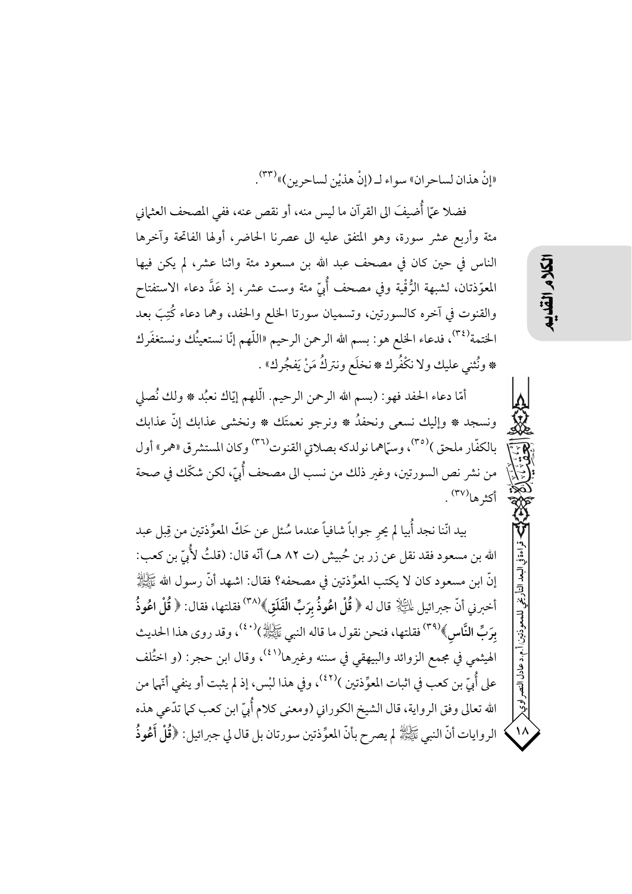«إنْ هذان لساحران» سواء لـ (إنْ هذيْن لساحرين)»[٣٣].

فضلا عمّا أُضيفَ الى القرآن ما ليس منه، أو نقص عنه، ففي المصحف العثماني مئة وأربع عشر سورة، وهو المتفق عليه الى عصرنا الحاضر، أولها الفاتحة وآخرها الناس في حين كان في مصحف عبد الله بن مسعود مئة واثنا عشر، لم يكن فيها المعوّذتان، لشبهة الرُّقْية وفي مصحف أُبيّ مئة وست عشر، إذ عَدَّ دعاء الاستفتاح والقنوت في آخره كالسورتين، وتسميان سورتا الخلع والحفد، وهما دعاء كُتِبَ بعد الختمة[٣٤]، فدعاء الخلع هو: بسم الله الرحمن الرحيم «اللّهم إنّا نستعينُك ونستغفَرك * ونُثني عليك ولا نكْفُرك * نخلَع ونتركُ مَنْ يَفجُرك» .

أمّا دعاء الحفد فهو: (بسم الله الرحمن الرحيم. اللّهم إيّاك نعبُد * ولك نُصلي ونسجد * وإليك نسعى ونحفدُ * ونرجو نعمتَك * ونخشى عذابك إنّ عذابك بالكفّار ملحق )[٣٥]، وسمّاهما نولدكه بصلاتي القنوت[٣٦] وكان المستشرق «همر» أول من نشر نص السورتين، وغير ذلك من نسب الى مصحف أُبيّ، لكن شكّك في صحة أكثرها[٣٧] .

بيد انّنا نجد أُبيا لم يجرِ جواباً شافياً عندما سُئل عن حَكّ المعوِّذتين من قِبل عبد الله بن مسعود فقد نقل عن زر بن حُبيش (ت ٨٢ هـ) أنّه قال: (قلتُ لأُبيّ بن كعب: إنّ ابن مسعود كان لا يكتب المعوِّذتين في مصحفه؟ فقال: اشهد أنّ رسول الله ﷺ أخبرني أنّ جبرائيل عليه السلام قال له ﴿ **قُلْ اعُوذُ بِرَبِّ الْفَلَقِ**﴾[٣٨] فقلتها، فقال: ﴿ **قُلْ اعُوذُ بِرَبِّ النَّاسِ**﴾[٣٩] فقلتها، فنحن نقول ما قاله النبي ﷺ )[٤٠]، وقد روى هذا الحديث الهيثمي في مجمع الزوائد والبيهقي في سننه وغيرها[٤١]، وقال ابن حجر: (و اختُلف على أُبيّ بن كعب في اثبات المعوِّذتين )[٤٢]، وفي هذا لبْس، إذ لم يثبت أو ينفي أنّهما من الله تعالى وفق الرواية، قال الشيخ الكوراني (ومعنى كلام أُبيّ ابن كعب كما تدّعي هذه الروايات أنّ النبي ﷺ لم يصرح بأنّ المعوِّذتين سورتان بل قال لي جبرائيل: ﴿**قُلْ أَعُوذُ**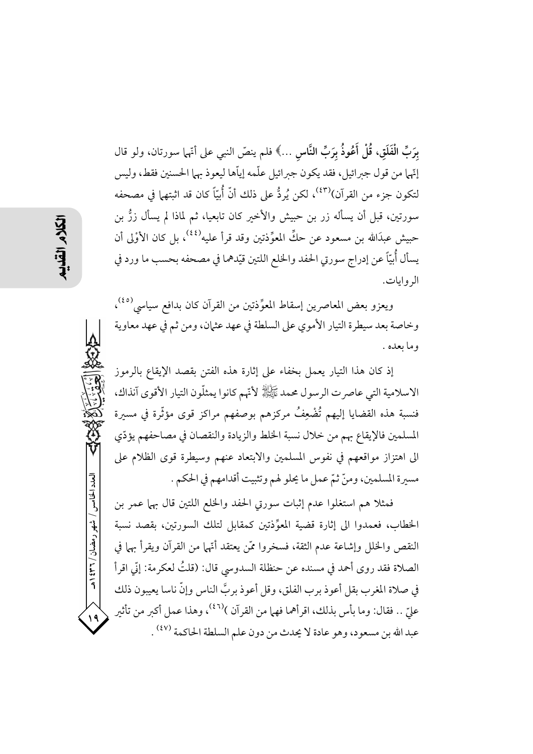بِرَبِّ الْفَلَقِ، قُلْ أَعُوذُ بِرَبِّ النَّاسِ ...﴾ فلم ينصّ النبي على أنّها سورتان، ولو قال إنّها من قول جبرائيل، فقد يكون جبرائيل علّمه إيّاها ليعوذ بها الحسنين فقط، وليس لتكون جزء من القرآن)[43]، لكن يُردُّ على ذلك أنّ أُبيّاً كان قد اثبتها في مصحفه سورتين، قبل أن يسأله زر بن حبيش والأخير كان تابعيا، ثم لماذا لم يسأل زرُّ بن حبيش عبدَالله بن مسعود عن حكِّ المعوِّذتين وقد قرأ عليه[44]، بل كان الأوْلى أن يسأل أُبيّاً عن إدراج سورتي الحفد والخلع اللتين قيّدهما في مصحفه بحسب ما ورد في الروايات.

ويعزو بعض المعاصرين إسقاط المعوِّذتين من القرآن كان بدافع سياسي[45]، وخاصة بعد سيطرة التيار الأموي على السلطة في عهد عثمان، ومن ثم في عهد معاوية وما بعده .

إذ كان هذا التيار يعمل بخفاء على إثارة هذه الفتن بقصد الإيقاع بالرموز الاسلامية التي عاصرت الرسول محمد ﷺ لأنّهم كانوا يمثّلون التيار الأقوى آنذاك، فنسبة هذه القضايا إليهم تُضْعِفُ مركزهم بوصفهم مراكز قوى مؤثّرة في مسيرة المسلمين فالإيقاع بهم من خلال نسبة الخلط والزيادة والنقصان في مصاحفهم يؤدّي الى اهتزاز مواقعهم في نفوس المسلمين والابتعاد عنهم وسيطرة قوى الظلام على مسيرة المسلمين، ومنّ ثمّ عمل ما يحلو لهم وتثبيت أقدامهم في الحكم .

فمثلا هم استغلوا عدم إثبات سورتي الحفد والخلع اللتين قال بهما عمر بن الخطاب، فعمدوا الى إثارة قضية المعوِّذتين كمقابل لتلك السورتين، بقصد نسبة النقص والخلل وإشاعة عدم الثقة، فسخروا ممّن يعتقد أنّهما من القرآن ويقرأ بهما في الصلاة فقد روى أحمد في مسنده عن حنظلة السدوسي قال: (قلتُ لعكرمة: إنّي اقرأ في صلاة المغرب بقل أعوذ برب الفلق، وقل أعوذ بربِّ الناس وإنّ ناسا يعيبون ذلك عليّ .. فقال: وما بأس بذلك، اقرأهما فهما من القرآن )[46]، وهذا عمل أكبر من تأثير عبد الله بن مسعود، وهو عادة لا يحدث من دون علم السلطة الحاكمة [47] .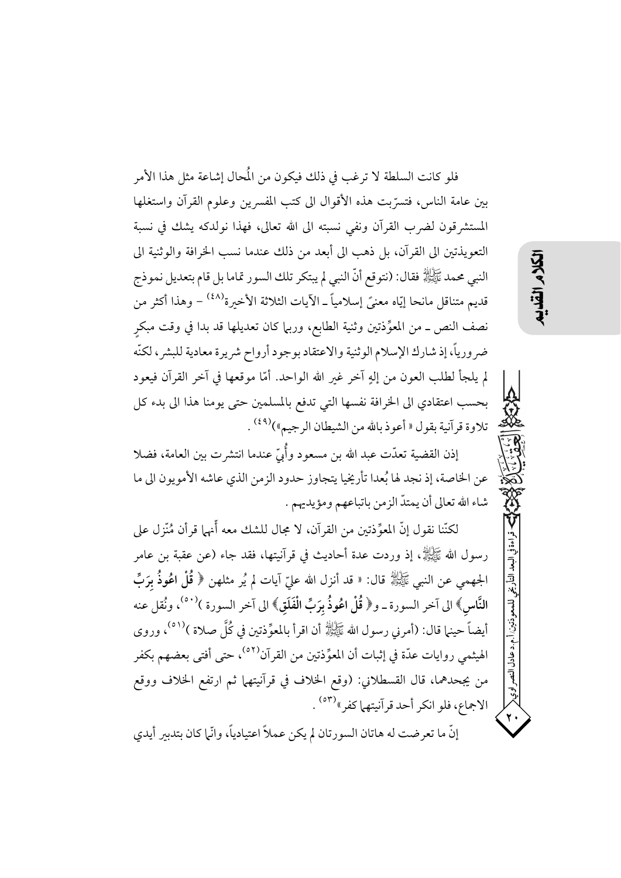فلو كانت السلطة لا ترغب في ذلك فيكون من المُحال إشاعة مثل هذا الأمر بين عامة الناس، فتسرّبت هذه الأقوال الى كتب المفسرين وعلوم القرآن واستغلها المستشرقون لضرب القرآن ونفي نسبته الى الله تعالى، فهذا نولدكه يشك في نسبة التعويذتين الى القرآن، بل ذهب الى أبعد من ذلك عندما نسب الخرافة والوثنية الى النبي محمد ﷺ فقال: (نتوقع أنّ النبي لم يبتكر تلك السور تماما بل قام بتعديل نموذج قديم متناقل مانحا إيّاه معنىً إسلامياً ـ الآيات الثلاثة الأخيرة[٤٨] – وهذا أكثر من نصف النص ـ من المعوِّذتين وثنية الطابع، وربما كان تعديلها قد بدا في وقت مبكرٍ ضرورياً، إذ شارك الإسلام الوثنية والاعتقاد بوجود أرواح شريرة معادية للبشر، لكنّه لم يلجأ لطلب العون من إلهٍ آخر غير الله الواحد. أمّا موقعها في آخر القرآن فيعود بحسب اعتقادي الى الخرافة نفسها التي تدفع بالمسلمين حتى يومنا هذا الى بدء كل تلاوة قرآنية بقول « أعوذ بالله من الشيطان الرجيم»)[٤٩] .

إذن القضية تعدّت عبد الله بن مسعود وأُبيّ عندما انتشرت بين العامة، فضلا عن الخاصة، إذ نجد لها بُعدا تأريخيا يتجاوز حدود الزمن الذي عاشه الأمويون الى ما شاء الله تعالى أن يمتدّ الزمن باتباعهم ومؤيديهم .

لكنّنا نقول إنّ المعوِّذتين من القرآن، لا مجال للشك معه أنّهما قرآن مُنّزل على رسول الله ﷺ، إذ وردت عدة أحاديث في قرآنيتها، فقد جاء (عن عقبة بن عامر الجهمي عن النبي ﷺ قال: « قد أنزل الله عليّ آيات لم يُر مثلهن ﴿ **قُلْ اعُوذُ بِرَبِّ النَّاسِ**﴾ الى آخر السورة ـ و﴿ **قُلْ اعُوذُ بِرَبِّ الْفَلَقِ**﴾ الى آخر السورة )[٥٠]، ونُقل عنه أيضاً حينما قال: (أمرني رسول الله ﷺ أن اقرأ بالمعوِّذتين في كُلّ صلاة )[٥١]، وروى الهيثمي روايات عدّة في إثبات أن المعوِّذتين من القرآن[٥٢]، حتى أفتى بعضهم بكفر من يجحدهما، قال القسطلاني: (وقع الخلاف في قرآنيتهما ثم ارتفع الخلاف ووقع الاجماع، فلو انكر أحد قرآنيتها كفر»[٥٣] .

إنّ ما تعرضت له هاتان السورتان لم يكن عملاً اعتيادياً، وانّما كان بتدبير أيدي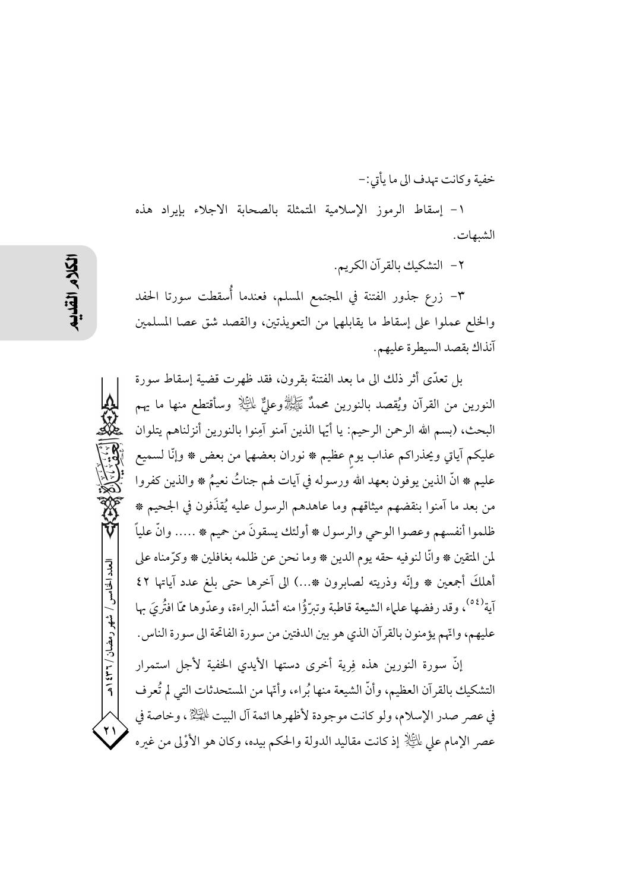خفية وكانت تهدف الى ما يأتي:-

١- إسقاط الرموز الإسلامية المتمثلة بالصحابة الاجلاء بإيراد هذه الشبهات.

٢- التشكيك بالقرآن الكريم.

٣- زرع جذور الفتنة في المجتمع المسلم، فعندما أُسقطت سورتا الحفد والخلع عملوا على إسقاط ما يقابلها من التعويذتين، والقصد شق عصا المسلمين آنذاك بقصد السيطرة عليهم.

بل تعدّى أثر ذلك الى ما بعد الفتنة بقرون، فقد ظهرت قضية إسقاط سورة النورين من القرآن ويُقصد بالنورين محمدٌ ﷺ وعليٌّ عليه السلام وسأقتطع منها ما يهم البحث، (بسم الله الرحمن الرحيم: يا أيّها الذين آمنو آمِنوا بالنورين أنزلناهم يتلوان عليكم آياتي ويحذراكم عذاب يومٍ عظيم * نوران بعضهما من بعض * وإنّا لسميع عليم * انّ الذين يوفون بعهد الله ورسوله في آيات لهم جناتُ نعيمُ * والذين كفروا من بعد ما آمنوا بنقضهم ميثاقهم وما عاهدهم الرسول عليه يُقذَفون في الجحيم * ظلموا أنفسهم وعصوا الوحي والرسول * أولئك يسقونَ من حميم * ..... وانّ علياً لمن المتقين * وانّا لنوفيه حقه يوم الدين * وما نحن عن ظلمه بغافلين * وكرّمناه على أهلكَ أجمعين * وإنّه وذريته لصابرون *...) الى آخرها حتى بلغ عدد آياتها ٤٢ آية[٥٤]، وقد رفضها علماء الشيعة قاطبة وتبرّؤُا منه أشدّ البراءة، وعدّوها ممّا افتُرِيَ بها عليهم، وانّهم يؤمنون بالقرآن الذي هو بين الدفتين من سورة الفاتحة الى سورة الناس.

إنّ سورة النورين هذه فِرية أخرى دستها الأيدي الخفية لأجل استمرار التشكيك بالقرآن العظيم، وأنّ الشيعة منها بُراء، وأنّها من المستحدثات التي لم تُعرف في عصر صدر الإسلام، ولو كانت موجودة لأظهرها ائمة آل البيت عليهم السلام، وخاصة في عصر الإمام علي عليه السلام إذ كانت مقاليد الدولة والحكم بيده، وكان هو الأوْلى من غيره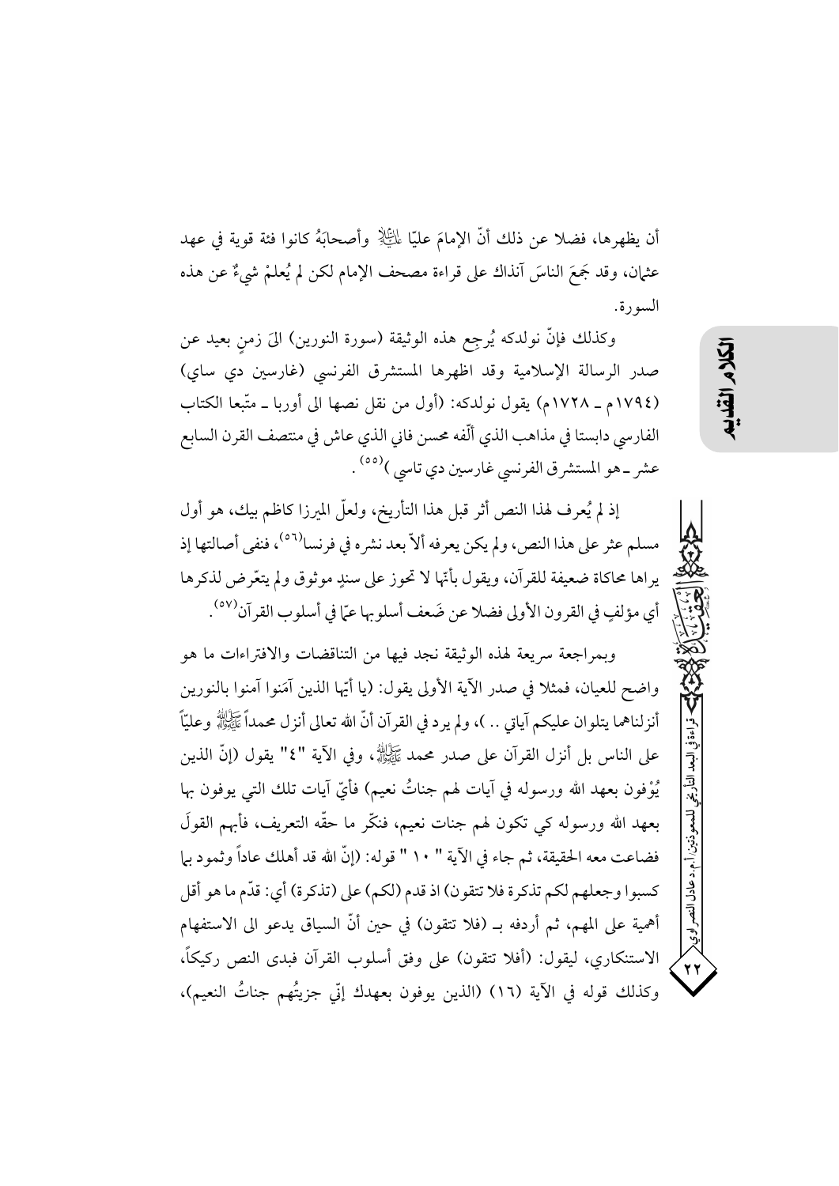أن يظهرها، فضلا عن ذلك أنّ الإمامَ عليّا عليه السلام وأصحابَهُ كانوا فئة قوية في عهد عثمان، وقد جَمعَ الناسَ آنذاك على قراءة مصحف الإمام لكن لم يُعلمْ شيءٌ عن هذه السورة.

وكذلك فإنّ نولدكه يُرجِع هذه الوثيقة (سورة النورين) الىَ زمنٍ بعيد عن صدر الرسالة الإسلامية وقد اظهرها المستشرق الفرنسي (غارسين دي ساي) (١٧٩٤م ـ ١٧٢٨م) يقول نولدكه: (أول من نقل نصها الى أوربا ـ متّبعا الكتاب الفارسي دابستا في مذاهب الذي ألّفه محسن فاني الذي عاش في منتصف القرن السابع عشر ـ هو المستشرق الفرنسي غارسين دي تاسي)[٥٥].

إذ لم يُعرف لهذا النص أثر قبل هذا التأريخ، ولعلّ الميرزا كاظم بيك، هو أول مسلم عثر على هذا النص، ولم يكن يعرفه ألاّ بعد نشره في فرنسا[٥٦]، فنفى أصالتها إذ يراها محاكاة ضعيفة للقرآن، ويقول بأنّها لا تحوز على سندٍ موثوق ولم يتعّرض لذكرها أي مؤلفٍ في القرون الأولى فضلا عن ضَعف أسلوبها عمّا في أسلوب القرآن[٥٧].

وبمراجعة سريعة لهذه الوثيقة نجد فيها من التناقضات والافتراءات ما هو واضح للعيان، فمثلا في صدر الآية الأولى يقول: (يا أيّها الذين آمَنوا آمنوا بالنورين أنزلناهما يتلوان عليكم آياتي ..)، ولم يرد في القرآن أنّ الله تعالى أنزل محمداً صلى الله عليه وآله وعليّاً على الناس بل أنزل القرآن على صدر محمد صلى الله عليه وآله، وفي الآية "٤" يقول (إنّ الذين يُوْفون بعهد الله ورسوله في آيات لهم جناتُ نعيم) فأيّ آيات تلك التي يوفون بها بعهد الله ورسوله كي تكون لهم جنات نعيم، فنكّر ما حقّه التعريف، فأبهم القولَ فضاعت معه الحقيقة، ثم جاء في الآية " ١٠ " قوله: (إنّ الله قد أهلك عاداً وثمود بما كسبوا وجعلهم لكم تذكرة فلا تتقون) اذ قدم (لكم) على (تذكرة) أي: قدّم ما هو أقل أهمية على المهم، ثم أردفه بـ (فلا تتقون) في حين أنّ السياق يدعو الى الاستفهام الاستنكاري، ليقول: (أفلا تتقون) على وفق أسلوب القرآن فبدى النص ركيكاً، وكذلك قوله في الآية (١٦) (الذين يوفون بعهدك إنّي جزيتُهم جناتُ النعيم)،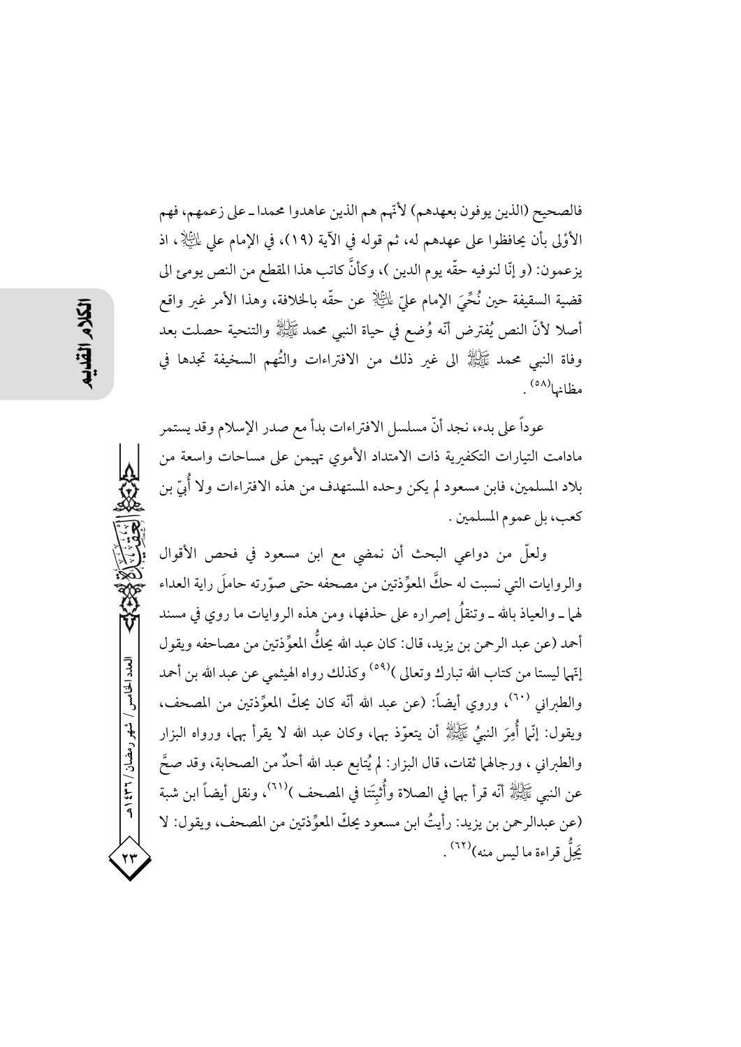فالصحيح (الذين يوفون بعهدهم) لأنّهم هم الذين عاهدوا محمدا ـ على زعمهم، فهم الأوْلى بأن يحافظوا على عهدهم له، ثم قوله في الآية (١٩)، في الإمام علي عليه السلام، اذ يزعمون: (و إنّا لنوفيه حقّه يوم الدين )، وكأنَّ كاتب هذا المقطع من النص يومئ الى قضية السقيفة حين نُحِّيَ الإمام عليّ عليه السلام عن حقّه بالخلافة، وهذا الأمر غير واقع أصلا لأنّ النص يُفترض أنّه وُضع في حياة النبي محمد صلى الله عليه وآله والتنحية حصلت بعد وفاة النبي محمد صلى الله عليه وآله الى غير ذلك من الافتراءات والتُهم السخيفة تجدها في مظانها[٥٨].

عوداً على بدء، نجد أنّ مسلسل الافتراءات بدأ مع صدر الإسلام وقد يستمر مادامت التيارات التكفيرية ذات الامتداد الأموي تهيمن على مساحات واسعة من بلاد المسلمين، فابن مسعود لم يكن وحده المستهدف من هذه الافتراءات ولا أُبيّ بن كعب، بل عموم المسلمين.

ولعلّ من دواعي البحث أن نمضي مع ابن مسعود في فحص الأقوال والروايات التي نسبت له حكَّ المعوِّذتين من مصحفه حتى صوّرته حاملَ راية العداء لهما ـ والعياذ بالله ـ وتنقلُ إصراره على حذفها، ومن هذه الروايات ما روي في مسند أحمد (عن عبد الرحمن بن يزيد، قال: كان عبد الله يحكُّ المعوِّذتين من مصاحفه ويقول إنّهما ليستا من كتاب الله تبارك وتعالى )[٥٩] وكذلك رواه الهيثمي عن عبد الله بن أحمد والطبراني [٦٠]، وروي أيضاً: (عن عبد الله أنّه كان يحكّ المعوِّذتين من المصحف، ويقول: إنّما أُمِرَ النبيُ صلى الله عليه وآله أن يتعوّذ بهما، وكان عبد الله لا يقرأ بهما، ورواه البزار والطبراني ، ورجالهما ثقات، قال البزار: لم يُتابع عبد الله أحدٌ من الصحابة، وقد صحَّ عن النبي صلى الله عليه وآله أنّه قرأ بهما في الصلاة وأُثبِتَتا في المصحف )[٦١]، ونقل أيضاً ابن شبة (عن عبدالرحمن بن يزيد: رأيتُ ابن مسعود يحكّ المعوِّذتين من المصحف، ويقول: لا يَحِلُّ قراءة ما ليس منه)[٦٢].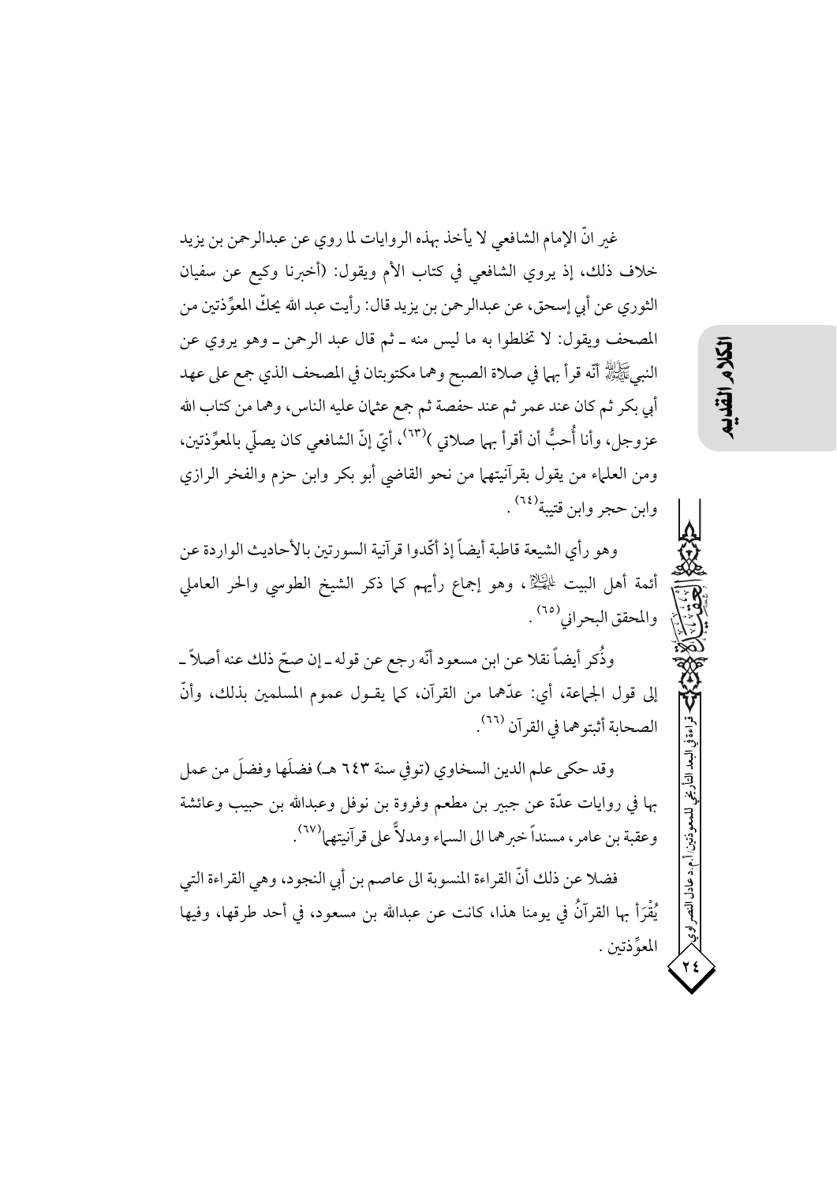غير انّ الإمام الشافعي لا يأخذ بهذه الروايات لما روي عن عبدالرحمن بن يزيد خلاف ذلك، إذ يروي الشافعي في كتاب الأم ويقول: (أخبرنا وكيع عن سفيان الثوري عن أبي إسحق، عن عبدالرحمن بن يزيد قال: رأيت عبد الله يحكّ المعوِّذتين من المصحف ويقول: لا تخلطوا به ما ليس منه ـ ثم قال عبد الرحمن ـ وهو يروي عن النبيﷺ أنّه قرأ بهما في صلاة الصبح وهما مكتوبتان في المصحف الذي جمع على عهد أبي بكر ثم كان عند عمر ثم عند حفصة ثم جمع عثمان عليه الناس، وهما من كتاب الله عزوجل، وأنا أُحبُّ أن أقرأ بهما صلاتي )[63]، أيّ إنّ الشافعي كان يصلّي بالمعوِّذتين، ومن العلماء من يقول بقرآنيتهما من نحو القاضي أبو بكر وابن حزم والفخر الرازي وابن حجر وابن قتيبة[64].

وهو رأي الشيعة قاطبة أيضاً إذ أكّدوا قرآنية السورتين بالأحاديث الواردة عن أئمة أهل البيت عليهم السلام، وهو إجماع رأيهم كما ذكر الشيخ الطوسي والحر العاملي والمحقق البحراني[65].

وذُكر أيضاً نقلا عن ابن مسعود أنّه رجع عن قوله ـ إن صحّ ذلك عنه أصلاً ـ إلى قول الجماعة، أي: عدّهما من القرآن، كما يقـول عموم المسلمين بذلك، وأنّ الصحابة أثبتوهما في القرآن[66].

وقد حكى علم الدين السخاوي (توفي سنة ٦٤٣ هـ) فضلَها وفضلَ من عمل بها في روايات عدّة عن جبير بن مطعم وفروة بن نوفل وعبدالله بن حبيب وعائشة وعقبة بن عامر، مسنداً خبرهما الى السماء ومدلاً على قرآنيتهما[67].

فضلا عن ذلك أنّ القراءة المنسوبة الى عاصم بن أبي النجود، وهي القراءة التي يُقْرَأ بها القرآنُ في يومنا هذا، كانت عن عبدالله بن مسعود، في أحد طرقها، وفيها المعوِّذتين .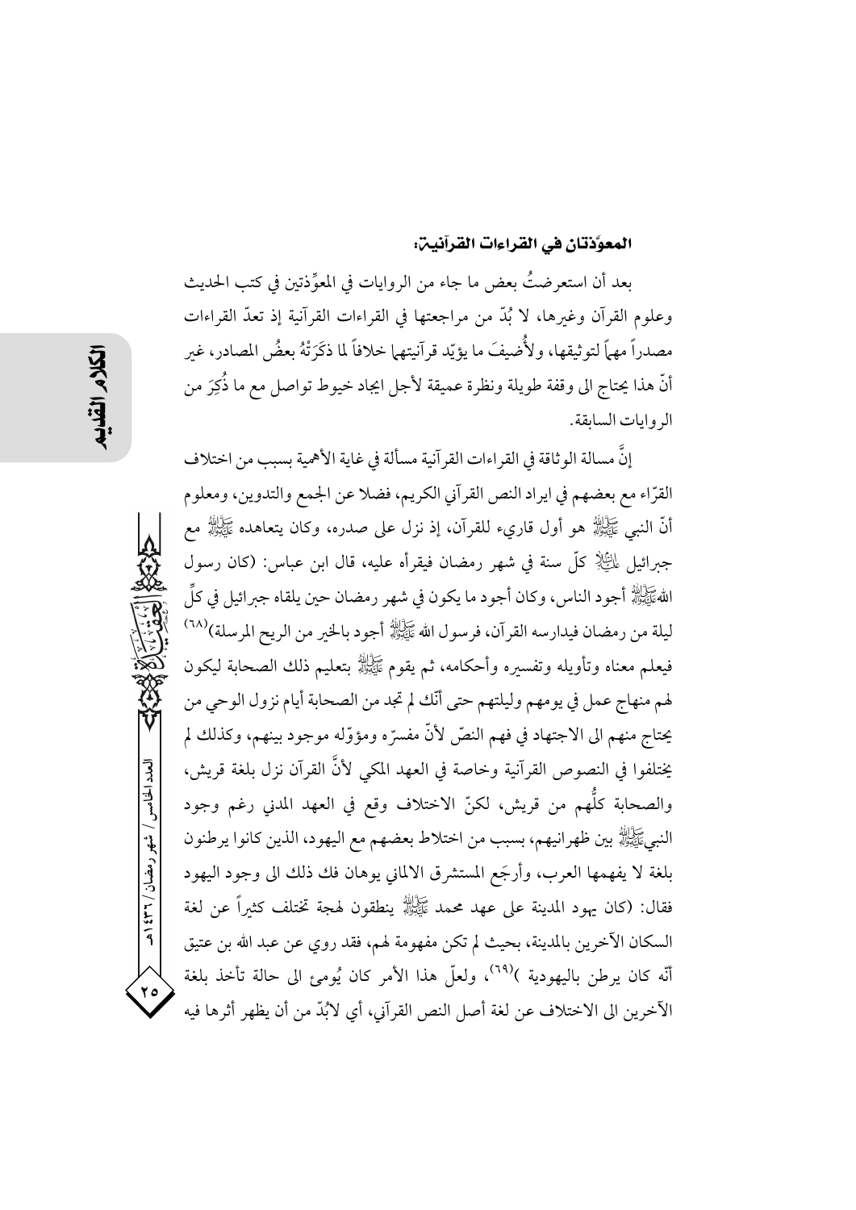### المعوّذتان في القراءات القرآنية:

بعد أن استعرضتُ بعض ما جاء من الروايات في المعوِّذتين في كتب الحديث وعلوم القرآن وغيرها، لا بُدّ من مراجعتها في القراءات القرآنية إذ تعدّ القراءات مصدراً مهماً لتوثيقها، ولأُضيفَ ما يؤيّد قرآنيتها خلافاً لما ذكَرَتْهُ بعضُ المصادر، غير أنّ هذا يحتاج الى وقفة طويلة ونظرة عميقة لأجل ايجاد خيوط تواصل مع ما ذُكِرَ من الروايات السابقة.

إنَّ مسالة الوثاقة في القراءات القرآنية مسألة في غاية الأهمية بسبب من اختلاف القرّاء مع بعضهم في ايراد النص القرآني الكريم، فضلا عن الجمع والتدوين، ومعلوم أنّ النبي ﷺ هو أول قاريء للقرآن، إذ نزل على صدره، وكان يتعاهده ﷺ مع جبرائيل عليه السلام كلّ سنة في شهر رمضان فيقرأه عليه، قال ابن عباس: (كان رسول الله ﷺ أجود الناس، وكان أجود ما يكون في شهر رمضان حين يلقاه جبرائيل في كلِّ ليلة من رمضان فيدارسه القرآن، فرسول الله ﷺ أجود بالخير من الريح المرسلة)[٦٨] فيعلم معناه وتأويله وتفسيره وأحكامه، ثم يقوم ﷺ بتعليم ذلك الصحابة ليكون لهم منهاج عمل في يومهم وليلتهم حتى أنّك لم تجد من الصحابة أيام نزول الوحي من يحتاج منهم الى الاجتهاد في فهم النصّ لأنّ مفسرّه ومؤوّله موجود بينهم، وكذلك لم يختلفوا في النصوص القرآنية وخاصة في العهد المكي لأنَّ القرآن نزل بلغة قريش، والصحابة كلُّهم من قريش، لكنّ الاختلاف وقع في العهد المدني رغم وجود النبي ﷺ بين ظهرانيهم، بسبب من اختلاط بعضهم مع اليهود، الذين كانوا يرطنون بلغة لا يفهمها العرب، وأرجَع المستشرق الالماني يوهان فك ذلك الى وجود اليهود فقال: (كان يهود المدينة على عهد محمد ﷺ ينطقون لهجة تختلف كثيراً عن لغة السكان الآخرين بالمدينة، بحيث لم تكن مفهومة لهم، فقد روي عن عبد الله بن عتيق أنّه كان يرطن باليهودية )[٦٩]، ولعلّ هذا الأمر كان يُومئ الى حالة تأخذ بلغة الآخرين الى الاختلاف عن لغة أصل النص القرآني، أي لابُدّ من أن يظهر أثرها فيه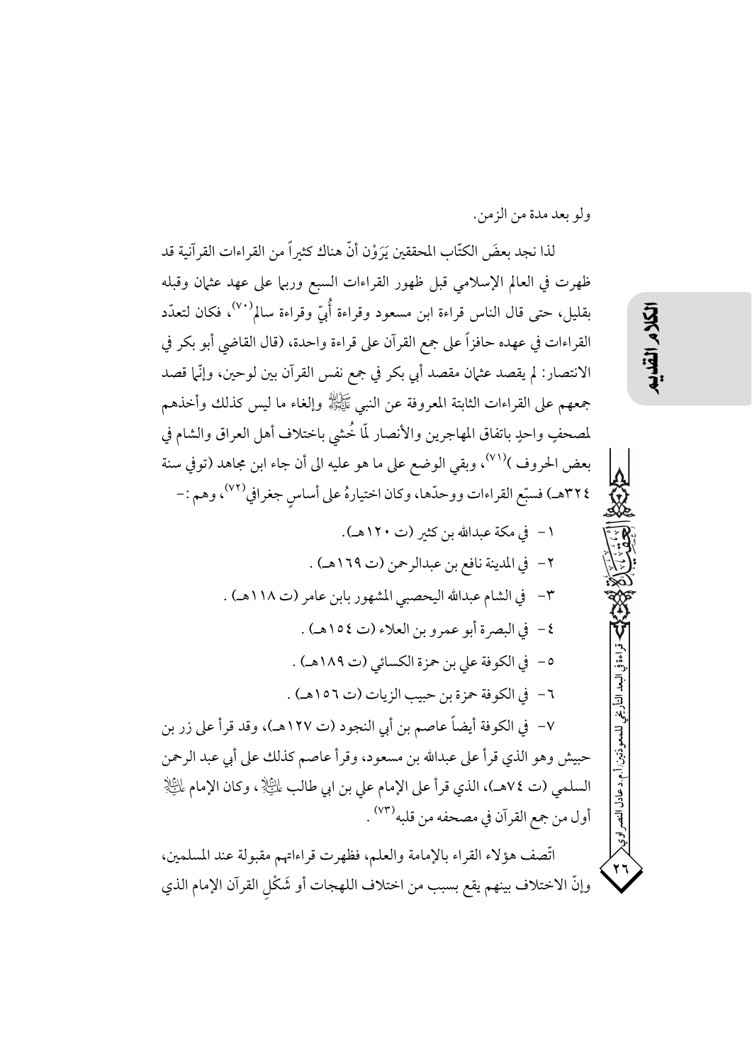ولو بعد مدة من الزمن.

لذا نجد بعضَ الكتّاب المحققين يَرَوْن أنّ هناك كثيراً من القراءات القرآنية قد ظهرت في العالم الإسلامي قبل ظهور القراءات السبع وربما على عهد عثمان وقبله بقليل، حتى قال الناس قراءة ابن مسعود وقراءة أُبيّ وقراءة سالم[٧٠]، فكان لتعدّد القراءات في عهده حافزاً على جمع القرآن على قراءة واحدة، (قال القاضي أبو بكر في الانتصار: لم يقصد عثمان مقصد أبي بكر في جمع نفس القرآن بين لوحين، وإنّما قصد جمعهم على القراءات الثابتة المعروفة عن النبي ﷺ وإلغاء ما ليس كذلك وأخذهم لمصحفٍ واحدٍ باتفاق المهاجرين والأنصار لمّا خُشي باختلاف أهل العراق والشام في بعض الحروف )[٧١]، وبقي الوضع على ما هو عليه الى أن جاء ابن مجاهد (توفي سنة ٣٢٤هـ) فسبّع القراءات ووحدّها، وكان اختيارهُ على أساسٍ جغرافي[٧٢]، وهم :-

١- في مكة عبدالله بن كثير (ت ١٢٠هـ).

٢- في المدينة نافع بن عبدالرحمن (ت ١٦٩هـ) .

٣- في الشام عبدالله اليحصبي المشهور بابن عامر (ت ١١٨هـ) .

٤- في البصرة أبو عمرو بن العلاء (ت ١٥٤هـ) .

٥- في الكوفة علي بن حمزة الكسائي (ت ١٨٩هـ) .

٦- في الكوفة حمزة بن حبيب الزيات (ت ١٥٦هـ) .

٧- في الكوفة أيضاً عاصم بن أبي النجود (ت ١٢٧هـ)، وقد قرأ على زر بن حبيش وهو الذي قرأ على عبدالله بن مسعود، وقرأ عاصم كذلك على أبي عبد الرحمن السلمي (ت ٧٤هـ)، الذي قرأ على الإمام علي بن ابي طالب عليه السلام، وكان الإمام عليه السلام أول من جمع القرآن في مصحفه من قلبه[٧٣] .

اتّصف هؤلاء القراء بالإمامة والعلم، فظهرت قراءاتهم مقبولة عند المسلمين، وإنّ الاختلاف بينهم يقع بسبب من اختلاف اللهجات أو شَكْلِ القرآن الإمام الذي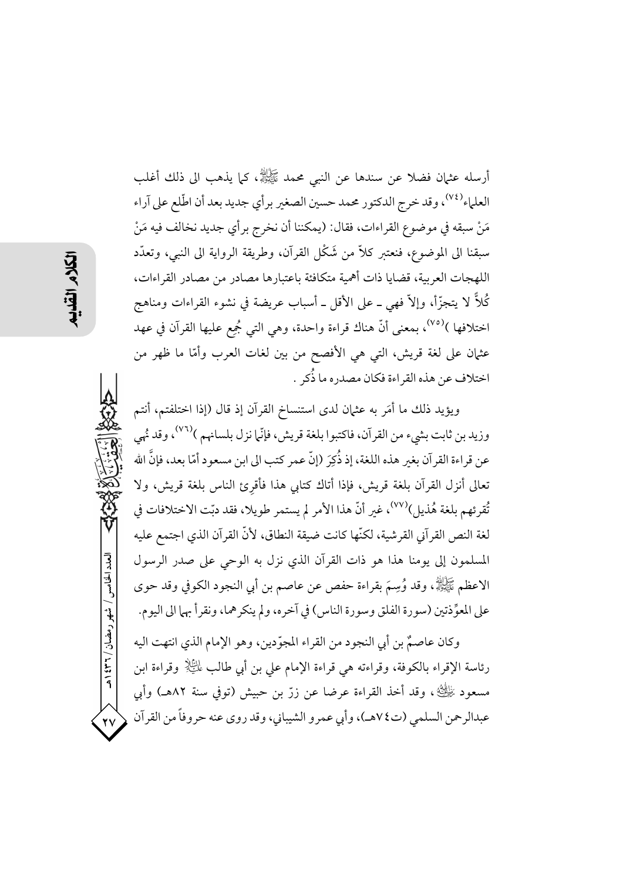أرسله عثمان فضلا عن سندها عن النبي محمد ﷺ، كما يذهب الى ذلك أغلب العلماء[٧٤]، وقد خرج الدكتور محمد حسين الصغير برأي جديد بعد أن اطّلع على آراء مَنْ سبقه في موضوع القراءات، فقال: (يمكننا أن نخرج برأي جديد نخالف فيه مَنْ سبقنا الى الموضوع، فنعتبر كلاً من شَكْل القرآن، وطريقة الرواية الى النبي، وتعدّد اللهجات العربية، قضايا ذات أهمية متكافئة باعتبارها مصادر من مصادر القراءات، كُلاً لا يتجزّأ، وإلاّ فهي ـ على الأقل ـ أسباب عريضة في نشوء القراءات ومناهج اختلافها )[٧٥]، بمعنى أنّ هناك قراءة واحدة، وهي التي جُمِع عليها القرآن في عهد عثمان على لغة قريش، التي هي الأفصح من بين لغات العرب وأمّا ما ظهر من اختلاف عن هذه القراءة فكان مصدره ما ذُكر .

ويؤيد ذلك ما أمَر به عثمان لدى استنساخ القرآن إذ قال (إذا اختلفتم، أنتم وزيد بن ثابت بشيء من القرآن، فاكتبوا بلغة قريش، فإنّما نزل بلسانهم )[٧٦]، وقد نُهي عن قراءة القرآن بغير هذه اللغة، إذ ذُكِرَ (إنّ عمر كتب الى ابن مسعود أمّا بعد، فإنَّ الله تعالى أنزل القرآن بلغة قريش، فإذا أتاك كتابي هذا فأقرِئ الناس بلغة قريش، ولا تُقرئهم بلغة هُذيل)[٧٧]، غير أنّ هذا الأمر لم يستمر طويلا، فقد دبّت الاختلافات في لغة النص القرآني القرشية، لكنّها كانت ضيقة النطاق، لأنّ القرآن الذي اجتمع عليه المسلمون إلى يومنا هذا هو ذات القرآن الذي نزل به الوحي على صدر الرسول الاعظم ﷺ، وقد وُسِمَ بقراءة حفص عن عاصم بن أبي النجود الكوفي وقد حوى على المعوِّذتين (سورة الفلق وسورة الناس) في آخره، ولم ينكرهما، ونقرأ بهما الى اليوم.

وكان عاصمٌ بن أبي النجود من القراء المجوّدين، وهو الإمام الذي انتهت اليه رئاسة الإقراء بالكوفة، وقراءته هي قراءة الإمام علي بن أبي طالب عليه السلام وقراءة ابن مسعود رضي الله عنه، وقد أخذ القراءة عرضا عن زرّ بن حبيش (توفي سنة ٨٢هـ) وأبي عبدالرحمن السلمي (ت٧٤هـ)، وأبي عمرو الشيباني، وقد روى عنه حروفاً من القرآن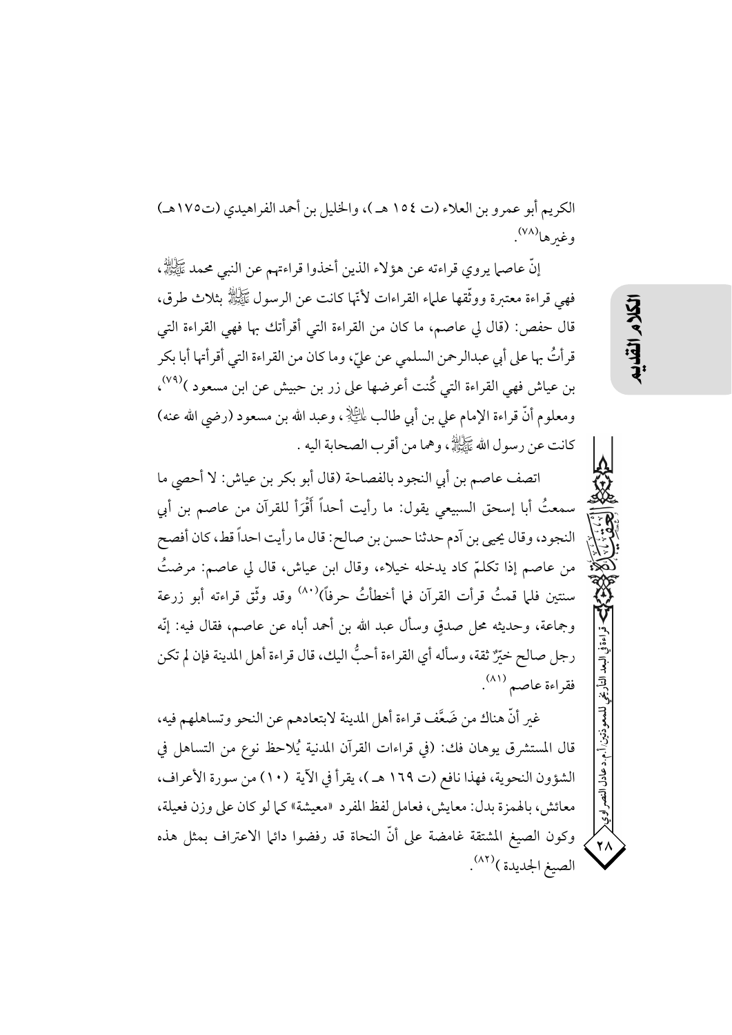الكريم أبو عمرو بن العلاء (ت ١٥٤ هـ)، والخليل بن أحمد الفراهيدي (ت١٧٥هـ) وغيرها[٧٨].

إنّ عاصما يروي قراءته عن هؤلاء الذين أخذوا قراءتهم عن النبي محمد ﷺ، فهي قراءة معتبرة ووثّقها علماء القراءات لأنّها كانت عن الرسول ﷺ بثلاث طرق، قال حفص: (قال لي عاصم، ما كان من القراءة التي أقرأتك بها فهي القراءة التي قرأتُ بها على أبي عبدالرحمن السلمي عن عليّ، وما كان من القراءة التي أقرأتها أبا بكر بن عياش فهي القراءة التي كُنت أعرضها على زر بن حبيش عن ابن مسعود )[٧٩]، ومعلوم أنّ قراءة الإمام علي بن أبي طالب عليه السلام، وعبد الله بن مسعود (رضي الله عنه) كانت عن رسول الله ﷺ، وهما من أقرب الصحابة اليه .

اتصف عاصم بن أبي النجود بالفصاحة (قال أبو بكر بن عياش: لا أحصي ما سمعتُ أبا إسحق السبيعي يقول: ما رأيت أحداً أَقْرَأَ للقرآن من عاصم بن أبي النجود، وقال يحيى بن آدم حدثنا حسن بن صالح: قال ما رأيت احداً قط، كان أفصح من عاصم إذا تكلّم كاد يدخله خيلاء، وقال ابن عياش، قال لي عاصم: مرضتُ سنتين فلما قمتُ قرأت القرآن فما أخطأتُ حرفاً)[٨٠] وقد وثّق قراءته أبو زرعة وجماعة، وحديثه محل صدقٍ وسأل عبد الله بن أحمد أباه عن عاصم، فقال فيه: إنّه رجل صالح خيِّرٌ ثقة، وسأله أي القراءة أحبُّ اليك، قال قراءة أهل المدينة فإن لم تكن فقراءة عاصم [٨١].

غير أنّ هناك من ضَعَّف قراءة أهل المدينة لابتعادهم عن النحو وتساهلهم فيه، قال المستشرق يوهان فك: (في قراءات القرآن المدنية يُلاحظ نوع من التساهل في الشؤون النحوية، فهذا نافع (ت ١٦٩ هـ)، يقرأ في الآية (١٠) من سورة الأعراف، معائش، بالهمزة بدل: معايش، فعامل لفظ المفرد «معيشة» كما لو كان على وزن فعيلة، وكون الصيغ المشتقة غامضة على أنّ النحاة قد رفضوا دائما الاعتراف بمثل هذه الصيغ الجديدة )[٨٢].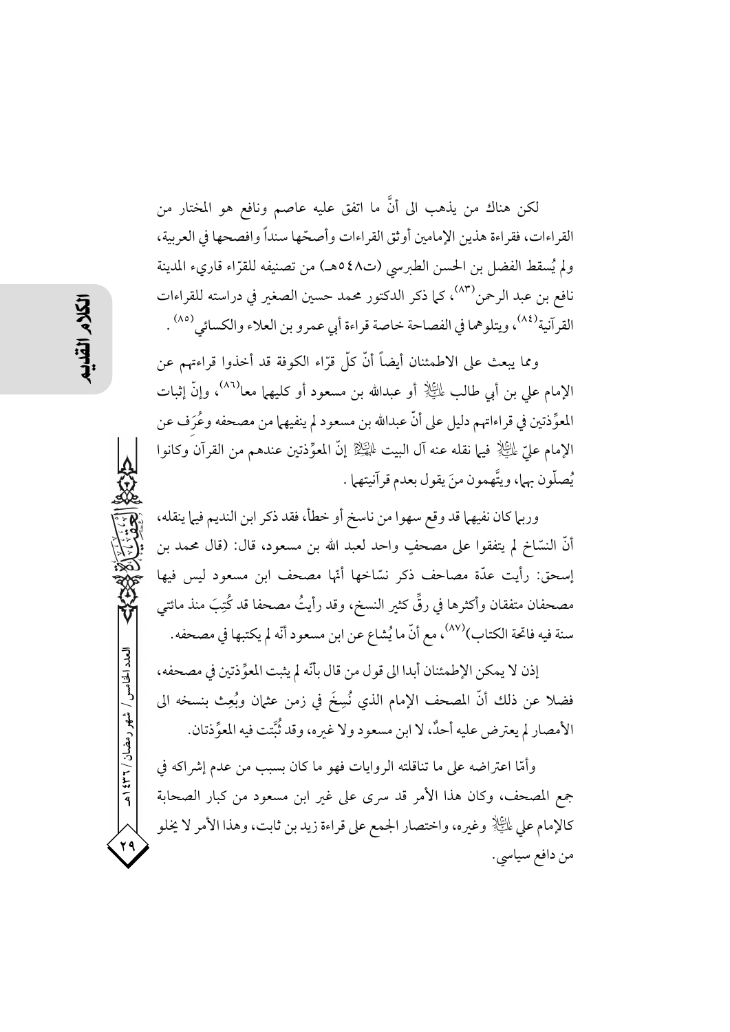لكن هناك من يذهب الى أنَّ ما اتفق عليه عاصم ونافع هو المختار من القراءات، فقراءة هذين الإمامين أوثق القراءات وأصحّها سنداً وافصحها في العربية، ولم يُسقط الفضل بن الحسن الطبرسي (ت٥٤٨هـ) من تصنيفه للقرّاء قاريء المدينة نافع بن عبد الرحمن[٨٣]، كما ذكر الدكتور محمد حسين الصغير في دراسته للقراءات القرآنية[٨٤]، ويتلوهما في الفصاحة خاصة قراءة أبي عمرو بن العلاء والكسائي[٨٥] .

ومما يبعث على الاطمئنان أيضاً أنّ كلّ قرّاء الكوفة قد أخذوا قراءتهم عن الإمام علي بن أبي طالب عليه السلام أو عبدالله بن مسعود أو كليهما معا[٨٦]، وإنّ إثبات المعوِّذتين في قراءاتهم دليل على أنّ عبدالله بن مسعود لم ينفيهما من مصحفه وعُرِف عن الإمام عليّ عليه السلام فيما نقله عنه آل البيت عليهم السلام إنّ المعوِّذتين عندهم من القرآن وكانوا يُصلّون بهما، ويتّهمون منَ يقول بعدم قرآنيتهما .

وربما كان نفيهما قد وقع سهوا من ناسخ أو خطأ، فقد ذكر ابن النديم فيما ينقله، أنّ النسّاخ لم يتفقوا على مصحفٍ واحد لعبد الله بن مسعود، قال: (قال محمد بن إسحق: رأيت عدّة مصاحف ذكر نسّاخها أنّها مصحف ابن مسعود ليس فيها مصحفان متفقان وأكثرها في رقٍّ كثير النسخ، وقد رأيتُ مصحفا قد كُتِبَ منذ مائتي سنة فيه فاتحة الكتاب)[٨٧]، مع أنّ ما يُشاع عن ابن مسعود أنّه لم يكتبها في مصحفه.

إذن لا يمكن الإطمئنان أبدا الى قول من قال بأنّه لم يثبت المعوِّذتين في مصحفه، فضلا عن ذلك أنّ المصحف الإمام الذي نُسِخَ في زمن عثمان وبُعِث بنسخه الى الأمصار لم يعترض عليه أحدٌ، لا ابن مسعود ولا غيره، وقد ثُبِّتت فيه المعوِّذتان.

وأمّا اعتراضه على ما تناقلته الروايات فهو ما كان بسبب من عدم إشراكه في جمع المصحف، وكان هذا الأمر قد سرى على غير ابن مسعود من كبار الصحابة كالإمام علي عليه السلام وغيره، واختصار الجمع على قراءة زيد بن ثابت، وهذا الأمر لا يخلو من دافع سياسي.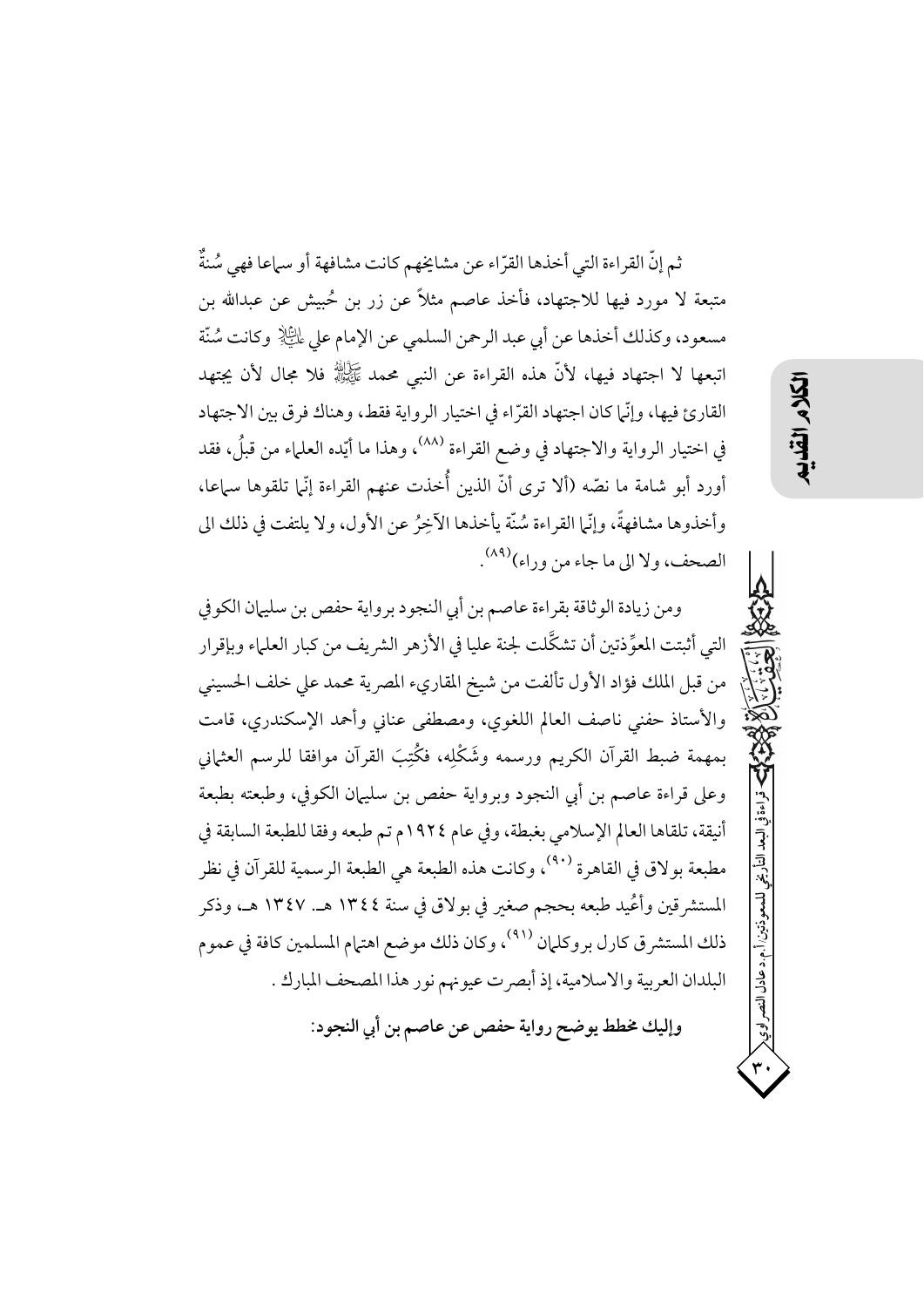ثم إنّ القراءة التي أخذها القرّاء عن مشايخهم كانت مشافهة أو سماعا فهي سُنةٌ متبعة لا مورد فيها للاجتهاد، فأخذ عاصم مثلاً عن زر بن حُبيش عن عبدالله بن مسعود، وكذلك أخذها عن أبي عبد الرحمن السلمي عن الإمام علي عليه السلام وكانت سُنّة اتبعها لا اجتهاد فيها، لأنّ هذه القراءة عن النبي محمد صلى الله عليه وآله فلا مجال لأن يجتهد القارئ فيها، وإنّما كان اجتهاد القرّاء في اختيار الرواية فقط، وهناك فرق بين الاجتهاد في اختيار الرواية والاجتهاد في وضع القراءة (٨٨)، وهذا ما أيّده العلماء من قبلُ، فقد أورد أبو شامة ما نصّه (ألا ترى أنّ الذين أُخذت عنهم القراءة إنّما تلقوها سماعا، وأخذوها مشافهةً، وإنّما القراءة سُنّة يأخذها الآخِرُ عن الأول، ولا يلتفت في ذلك الى الصحف، ولا الى ما جاء من وراء)(٨٩).

ومن زيادة الوثاقة بقراءة عاصم بن أبي النجود برواية حفص بن سليمان الكوفي التي أثبتت المعوِّذتين أن تشكَّلت لجنة عليا في الأزهر الشريف من كبار العلماء وبإقرار من قبل الملك فؤاد الأول تألفت من شيخ المقاريء المصرية محمد علي خلف الحسيني والأستاذ حفني ناصف العالم اللغوي، ومصطفى عناني وأحمد الإسكندري، قامت بمهمة ضبط القرآن الكريم ورسمه وشَكْلِه، فكُتِبَ القرآن موافقا للرسم العثماني وعلى قراءة عاصم بن أبي النجود وبرواية حفص بن سليمان الكوفي، وطبعته بطبعة أنيقة، تلقاها العالم الإسلامي بغبطة، وفي عام ١٩٢٤م تم طبعه وفقا للطبعة السابقة في مطبعة بولاق في القاهرة (٩٠)، وكانت هذه الطبعة هي الطبعة الرسمية للقرآن في نظر المستشرقين وأُعيد طبعه بحجم صغير في بولاق في سنة ١٣٤٤ هـ. ١٣٤٧ هـ، وذكر ذلك المستشرق كارل بروكلمان (٩١)، وكان ذلك موضع اهتمام المسلمين كافة في عموم البلدان العربية والاسلامية، إذ أبصرت عيونهم نور هذا المصحف المبارك .

**وإليك مخطط يوضح رواية حفص عن عاصم بن أبي النجود:**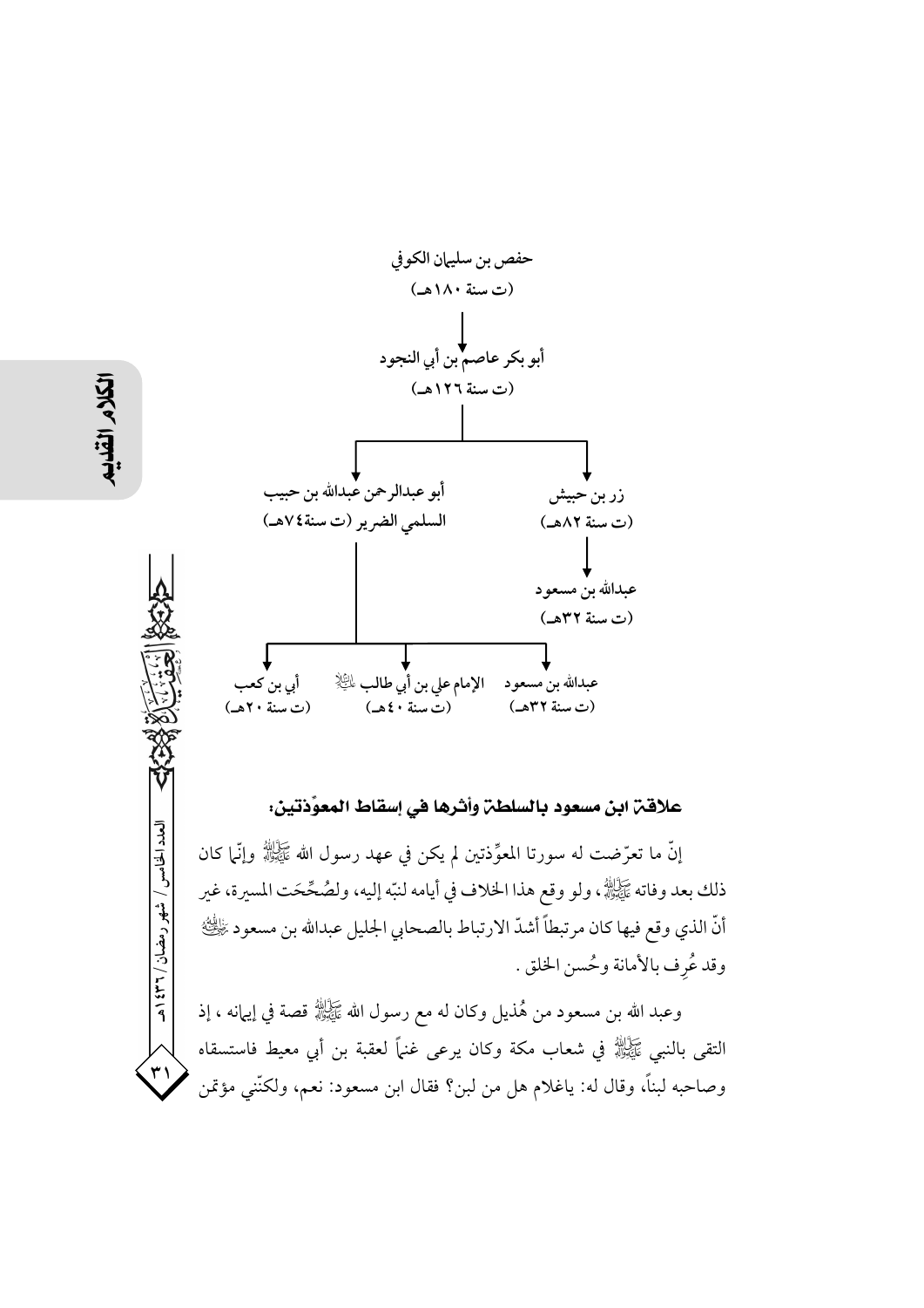حفص بن سليمان الكوفي
(ت سنة ١٨٠هـ)

↓

أبو بكر عاصم بن أبي النجود
(ت سنة ١٢٦هـ)

↓

زر بن حبيش
(ت سنة ٨٢هـ)

↓

عبدالله بن مسعود
(ت سنة ٣٢هـ)

أبو عبدالرحمن عبدالله بن حبيب السلمي الضرير (ت سنة٧٤هـ)

↓

عبدالله بن مسعود
(ت سنة ٣٢هـ)

الإمام علي بن أبي طالب ﷺ
(ت سنة ٤٠هـ)

أبي بن كعب
(ت سنة ٢٠هـ)

### علاقة ابن مسعود بالسلطة وأثرها في إسقاط المعوّذتين:

إنّ ما تعرّضت له سورتا المعوِّذتين لم يكن في عهد رسول الله ﷺ وإنّما كان ذلك بعد وفاته ﷺ، ولو وقع هذا الخلاف في أيامه لنبّه إليه، ولصُحِّحَت المسيرة، غير أنّ الذي وقع فيها كان مرتبطاً أشدّ الارتباط بالصحابي الجليل عبدالله بن مسعود ﷺ وقد عُرِف بالأمانة وحُسن الخلق.

وعبد الله بن مسعود من هُذيل وكان له مع رسول الله ﷺ قصة في إيمانه، إذ التقى بالنبي ﷺ في شعاب مكة وكان يرعى غنماً لعقبة بن أبي معيط فاستسقاه وصاحبه لبناً، وقال له: ياغلام هل من لبن؟ فقال ابن مسعود: نعم، ولكنّني مؤتمن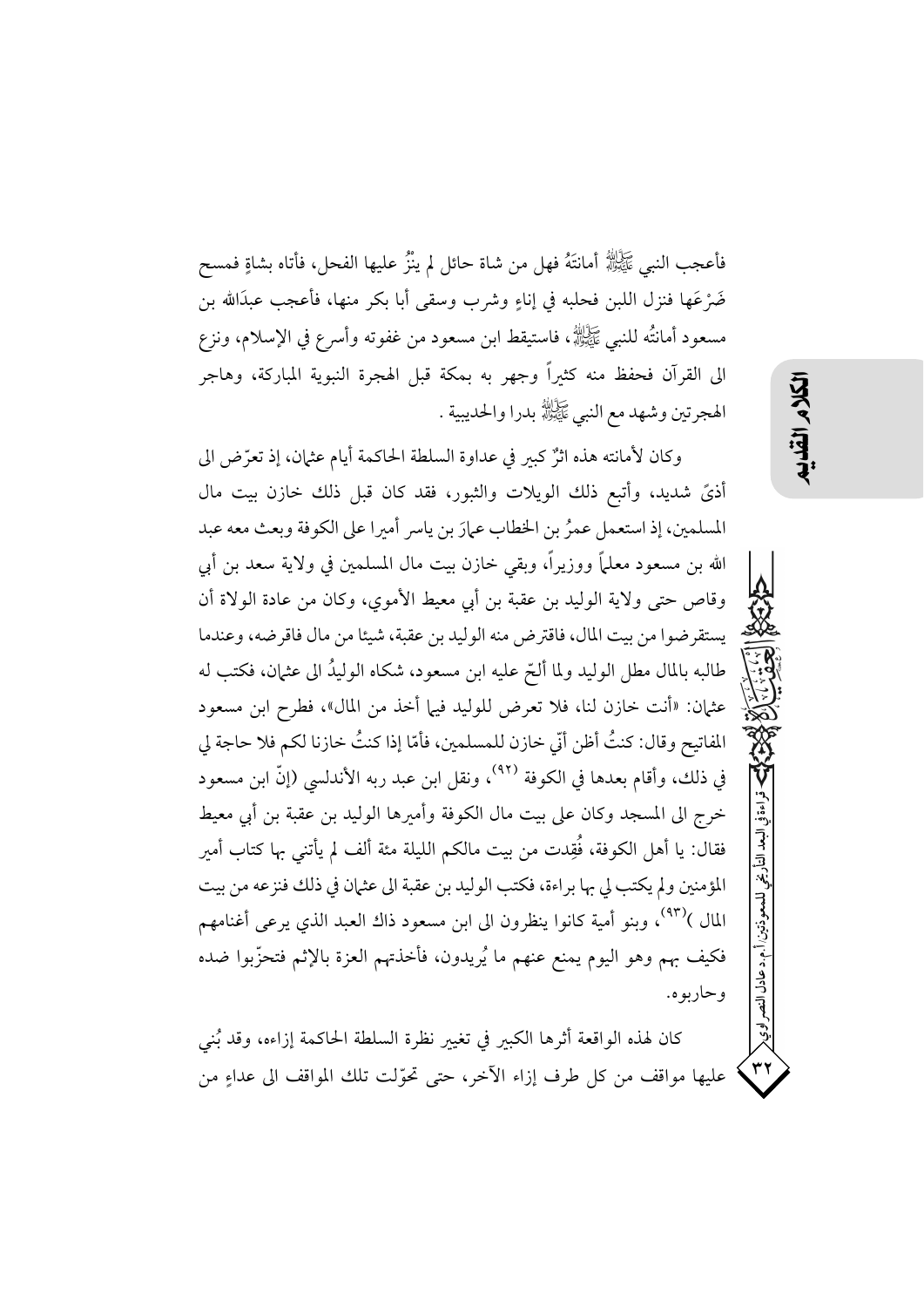فأعجب النبي ﷺ أمانتُهُ فهل من شاة حائل لم ينْزُ عليها الفحل، فأتاه بشاةٍ فمسح ضَرْعَها فنزل اللبن فحلبه في إناءٍ وشرب وسقى أبا بكر منها، فأعجب عبدَالله بن مسعود أمانتُه للنبي ﷺ، فاستيقظ ابن مسعود من غفوته وأسرع في الإسلام، ونزع الى القرآن فحفظ منه كثيراً وجهر به بمكة قبل الهجرة النبوية المباركة، وهاجر الهجرتين وشهد مع النبي ﷺ بدرا والحديبية .

وكان لأمانته هذه اثرٌ كبير في عداوة السلطة الحاكمة أيام عثمان، إذ تعرّض الى أذىً شديد، وأتبع ذلك الويلات والثبور، فقد كان قبل ذلك كان خازن بيت مال المسلمين، إذ استعمل عمرُ بن الخطاب عمارَ بن ياسر أميرا على الكوفة وبعث معه عبد الله بن مسعود معلماً ووزيراً، وبقي خازن بيت مال المسلمين في ولاية سعد بن أبي وقاص حتى ولاية الوليد بن عقبة بن أبي معيط الأموي، وكان من عادة الولاة أن يستقرضوا من بيت المال، فاقترض منه الوليد بن عقبة، شيئا من مال فاقرضه، وعندما طالبه بالمال مطل الوليد ولما ألحّ عليه ابن مسعود، شكاه الوليدُ الى عثمان، فكتب له عثمان: «أنت خازن لنا، فلا تعرض للوليد فيما أخذ من المال»، فطرح ابن مسعود المفاتيح وقال: كنتُ أظن أنّي خازن للمسلمين، فأمّا إذا كنتُ خازنا لكم فلا حاجة لي في ذلك، وأقام بعدها في الكوفة [٩٢]، ونقل ابن عبد ربه الأندلسي (إنّ ابن مسعود خرج الى المسجد وكان على بيت مال الكوفة وأميرها الوليد بن عقبة بن أبي معيط فقال: يا أهل الكوفة، فُقِدت من بيت مالكم الليلة مئة ألف لم يأتني بها كتاب أمير المؤمنين ولم يكتب لي بها براءة، فكتب الوليد بن عقبة الى عثمان في ذلك فنزعه من بيت المال )[٩٣]، وبنو أمية كانوا ينظرون الى ابن مسعود ذاك العبد الذي يرعى أغنامهم فكيف بهم وهو اليوم يمنع عنهم ما يُريدون، فأخذتهم العزة بالإثم فتحزّبوا ضده وحاربوه.

كان لهذه الواقعة أثرها الكبير في تغيير نظرة السلطة الحاكمة إزاءه، وقد بُني عليها مواقف من كل طرف إزاء الآخر، حتى تحوّلت تلك المواقف الى عداءٍ من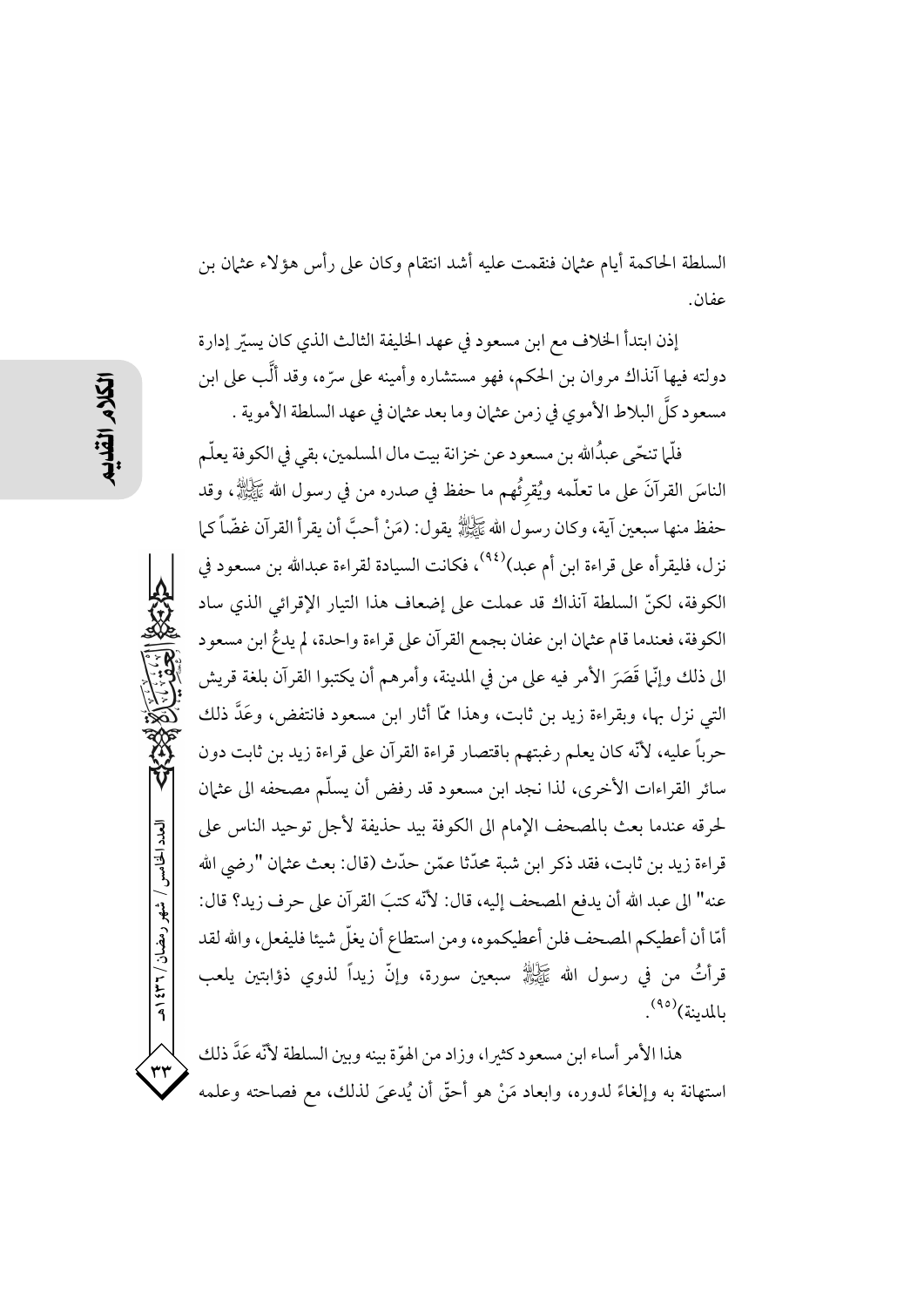السلطة الحاكمة أيام عثمان فنقمت عليه أشد انتقام وكان على رأس هؤلاء عثمان بن عفان.

إذن ابتدأ الخلاف مع ابن مسعود في عهد الخليفة الثالث الذي كان يسيّر إدارة دولته فيها آنذاك مروان بن الحكم، فهو مستشاره وأمينه على سرّه، وقد ألّب على ابن مسعود كلَّ البلاط الأموي في زمن عثمان وما بعد عثمان في عهد السلطة الأموية .

فلّما تنحّى عبدُالله بن مسعود عن خزانة بيت مال المسلمين، بقي في الكوفة يعلّم الناسَ القرآنَ على ما تعلّمه ويُقرِئُهم ما حفظ في صدره من في رسول الله ﷺ، وقد حفظ منها سبعين آية، وكان رسول الله ﷺ يقول: (مَنْ أحبَّ أن يقرأ القرآن غضّاً كما نزل، فليقرأه على قراءة ابن أم عبد)(٩٤)، فكانت السيادة لقراءة عبدالله بن مسعود في الكوفة، لكنّ السلطة آنذاك قد عملت على إضعاف هذا التيار الإقرائي الذي ساد الكوفة، فعندما قام عثمان ابن عفان بجمع القرآن على قراءة واحدة، لم يدعُ ابن مسعود الى ذلك وإنّما قَصَرَ الأمر فيه على من في المدينة، وأمرهم أن يكتبوا القرآن بلغة قريش التي نزل بها، وبقراءة زيد بن ثابت، وهذا ممّا أثار ابن مسعود فانتفض، وعَدَّ ذلك حرباً عليه، لأنّه كان يعلم رغبتهم باقتصار قراءة القرآن على قراءة زيد بن ثابت دون سائر القراءات الأخرى، لذا نجد ابن مسعود قد رفض أن يسلّم مصحفه الى عثمان لحرقه عندما بعث بالمصحف الإمام الى الكوفة بيد حذيفة لأجل توحيد الناس على قراءة زيد بن ثابت، فقد ذكر ابن شبة محدّثا عمّن حدّث (قال: بعث عثمان "رضي الله عنه" الى عبد الله أن يدفع المصحف إليه، قال: لأنّه كتبَ القرآن على حرف زيد؟ قال: أمّا أن أعطيكم المصحف فلن أعطيكموه، ومن استطاع أن يغلّ شيئا فليفعل، والله لقد قرأتُ من في رسول الله ﷺ سبعين سورة، وإنّ زيداً لذوي ذؤابتين يلعب بالمدينة)(٩٥).

هذا الأمر أساء ابن مسعود كثيرا، وزاد من الهوّة بينه وبين السلطة لأنّه عَدَّ ذلك استهانة به وإلغاءً لدوره، وابعاد مَنْ هو أحقّ أن يُدعىَ لذلك، مع فصاحته وعلمه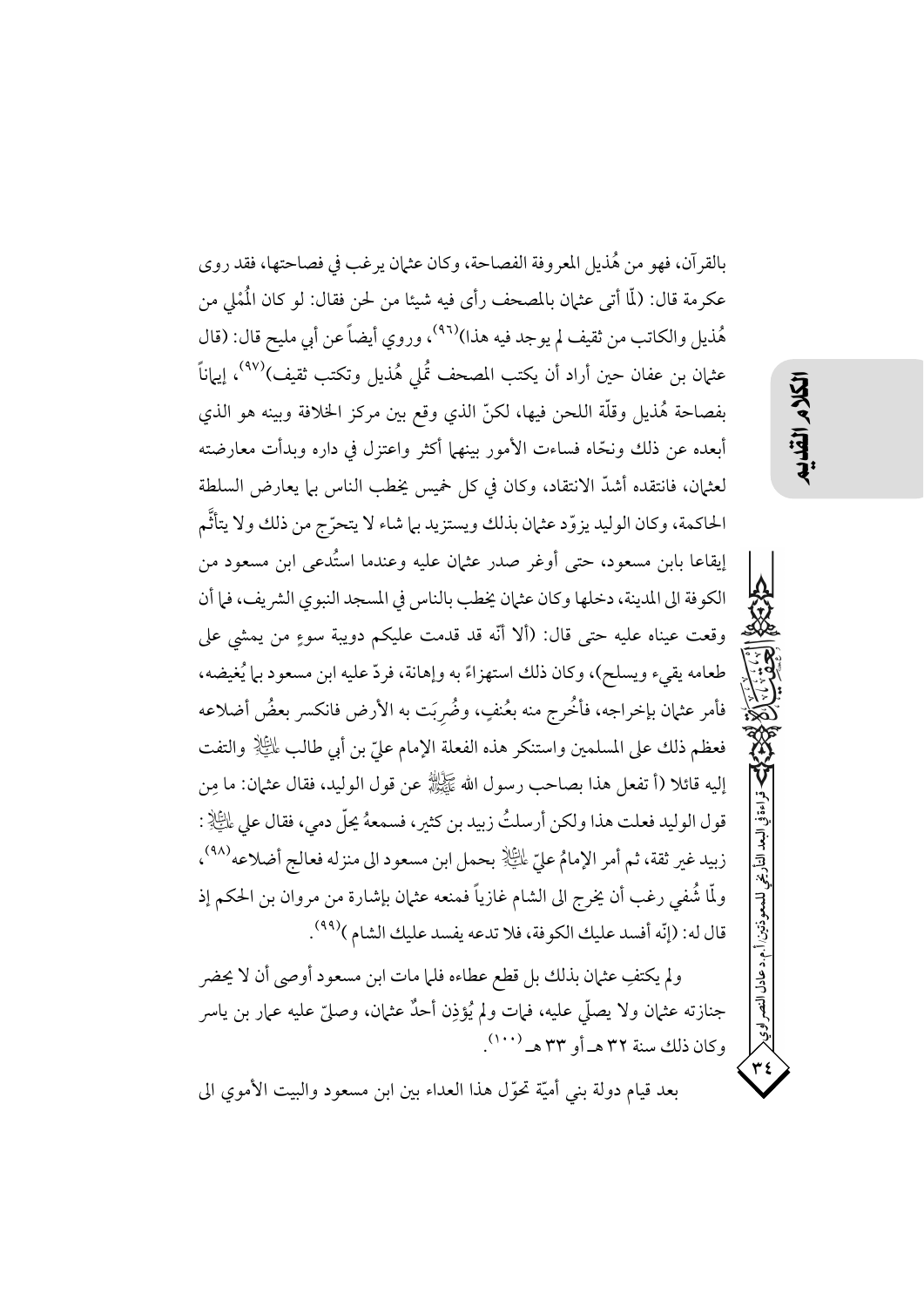بالقرآن، فهو من هُذيل المعروفة الفصاحة، وكان عثمان يرغب في فصاحتها، فقد روى عكرمة قال: (لمّا أتى عثمان بالمصحف رأى فيه شيئا من لحن فقال: لو كان المُملي من هُذيل والكاتب من ثقيف لم يوجد فيه هذا)[96]، وروي أيضاً عن أبي مليح قال: (قال عثمان بن عفان حين أراد أن يكتب المصحف تُملي هُذيل وتكتب ثقيف)[97]، إيماناً بفصاحة هُذيل وقلّة اللحن فيها، لكنّ الذي وقع بين مركز الخلافة وبينه هو الذي أبعده عن ذلك ونحّاه فساءت الأمور بينهما أكثر واعتزل في داره وبدأت معارضته لعثمان، فانتقده أشدّ الانتقاد، وكان في كل خميس يخطب الناس بما يعارض السلطة الحاكمة، وكان الوليد يزوّد عثمان بذلك ويستزيد بما شاء لا يتحرّج من ذلك ولا يتأثّم إيقاعا بابن مسعود، حتى أوغر صدر عثمان عليه وعندما استُدعى ابن مسعود من الكوفة الى المدينة، دخلها وكان عثمان يخطب بالناس في المسجد النبوي الشريف، فما أن وقعت عيناه عليه حتى قال: (ألا أنّه قد قدمت عليكم دويبة سوءٍ من يمشي على طعامه يقيء ويسلح)، وكان ذلك استهزاءً به وإهانة، فردّ عليه ابن مسعود بما يُغيضه، فأمر عثمان بإخراجه، فأُخرج منه بعُنفٍ، وضُرِبَت به الأرض فانكسر بعضُ أضلاعه فعظم ذلك على المسلمين واستنكر هذه الفعلة الإمام عليّ بن أبي طالب عليه السلام والتفت إليه قائلا (أ تفعل هذا بصاحب رسول الله صلى الله عليه وآله عن قول الوليد، فقال عثمان: ما مِن قول الوليد فعلت هذا ولكن أرسلتُ زبيد بن كثير، فسمعهُ يحلّ دمي، فقال علي عليه السلام: زبيد غير ثقة، ثم أمر الإمامُ عليّ عليه السلام بحمل ابن مسعود الى منزله فعالج أضلاعه[98]، ولمّا شُفي رغب أن يخرج الى الشام غازياً فمنعه عثمان بإشارة من مروان بن الحكم إذ قال له: (إنّه أفسد عليك الكوفة، فلا تدعه يفسد عليك الشام)[99].

ولم يكتفِ عثمان بذلك بل قطع عطاءه فلما مات ابن مسعود أوصى أن لا يحضر جنازته عثمان ولا يصلّي عليه، فمات ولم يُؤذِن أحدٌ عثمان، وصلىّ عليه عمار بن ياسر وكان ذلك سنة ٣٢ هـ أو ٣٣ هـ [100].

بعد قيام دولة بني أميّة تحوّل هذا العداء بين ابن مسعود والبيت الأموي الى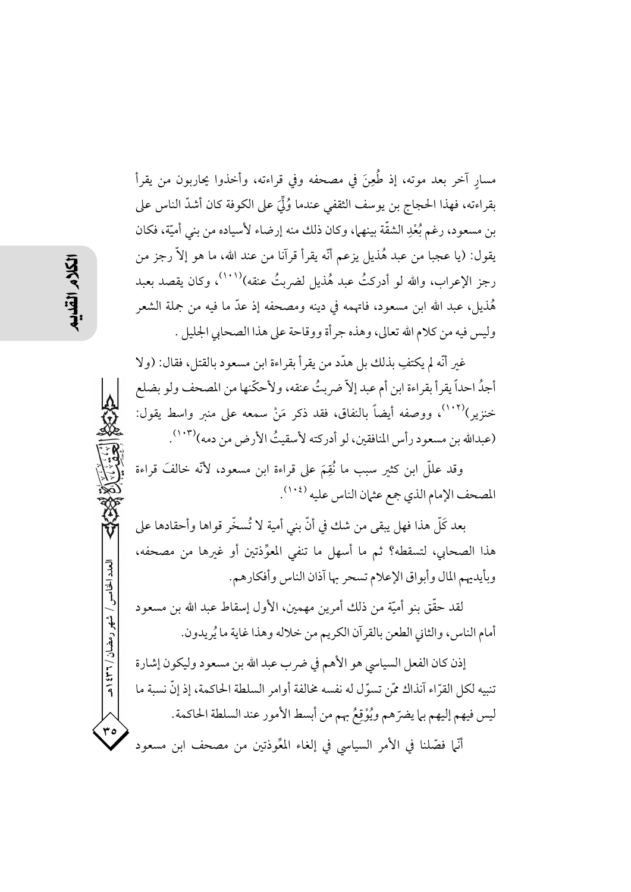مسارٍ آخر بعد موته، إذ طُعِنَ في مصحفه وفي قراءته، وأخذوا يحاربون من يقرأ بقراءته، فهذا الحجاج بن يوسف الثقفي عندما وُلِّيَ على الكوفة كان أشدّ الناس على بن مسعود، رغم بُعْدِ الشقّة بينهما، وكان ذلك منه إرضاء لأسياده من بني أميّة، فكان يقول: (يا عجبا من عبد هُذيل يزعم أنّه يقرأ قرآنا من عند الله، ما هو إلاّ رجز من رجز الإعراب، والله لو أدركتُ عبد هُذيل لضربتُ عنقه)[101]، وكان يقصد بعبد هُذيل، عبد الله ابن مسعود، فاتهمه في دينه ومصحفه إذ عدّ ما فيه من جملة الشعر وليس فيه من كلام الله تعالى، وهذه جرأة ووقاحة على هذا الصحابي الجليل .

غير أنّه لم يكتفِ بذلك بل هدّد من يقرأ بقراءة ابن مسعود بالقتل، فقال: (ولا أجدُ احداً يقرأ بقراءة ابن أم عبد إلاّ ضربتُ عنقه، ولأحكّنها من المصحف ولو بضلع خنزير)[102]، ووصفه أيضاً بالنفاق، فقد ذكر مَنْ سمعه على منبر واسط يقول: (عبدالله بن مسعود رأس المنافقين، لو أدركته لأسقيتُ الأرض من دمه)[103].

وقد عللّ ابن كثير سبب ما نُقِمَ على قراءة ابن مسعود، لأنّه خالفَ قراءة المصحف الإمام الذي جمع عثمان الناس عليه [104].

بعد كَلّ هذا فهل يبقى من شك في أنّ بني أمية لا تُسخّر قواها وأحقادها على هذا الصحابي، لتسقطه؟ ثم ما أسهل ما تنفي المعوِّذتين أو غيرها من مصحفه، وبأيديهم المال وأبواق الإعلام تسحر بها آذان الناس وأفكارهم.

لقد حقّق بنو أميّة من ذلك أمرين مهمين، الأول إسقاط عبد الله بن مسعود أمام الناس، والثاني الطعن بالقرآن الكريم من خلاله وهذا غاية ما يُريدون.

إذن كان الفعل السياسي هو الأهم في ضرب عبد الله بن مسعود وليكون إشارة تنبيه لكل القرّاء آنذاك ممّن تسوّل له نفسه مخالفة أوامر السلطة الحاكمة، إذ إنّ نسبة ما ليس فيهم إليهم بما يضرّهم ويُوْقِعُ بهم من أبسط الأمور عند السلطة الحاكمة.

أنّما فصّلنا في الأمر السياسي في إلغاء المعِّوذتين من مصحف ابن مسعود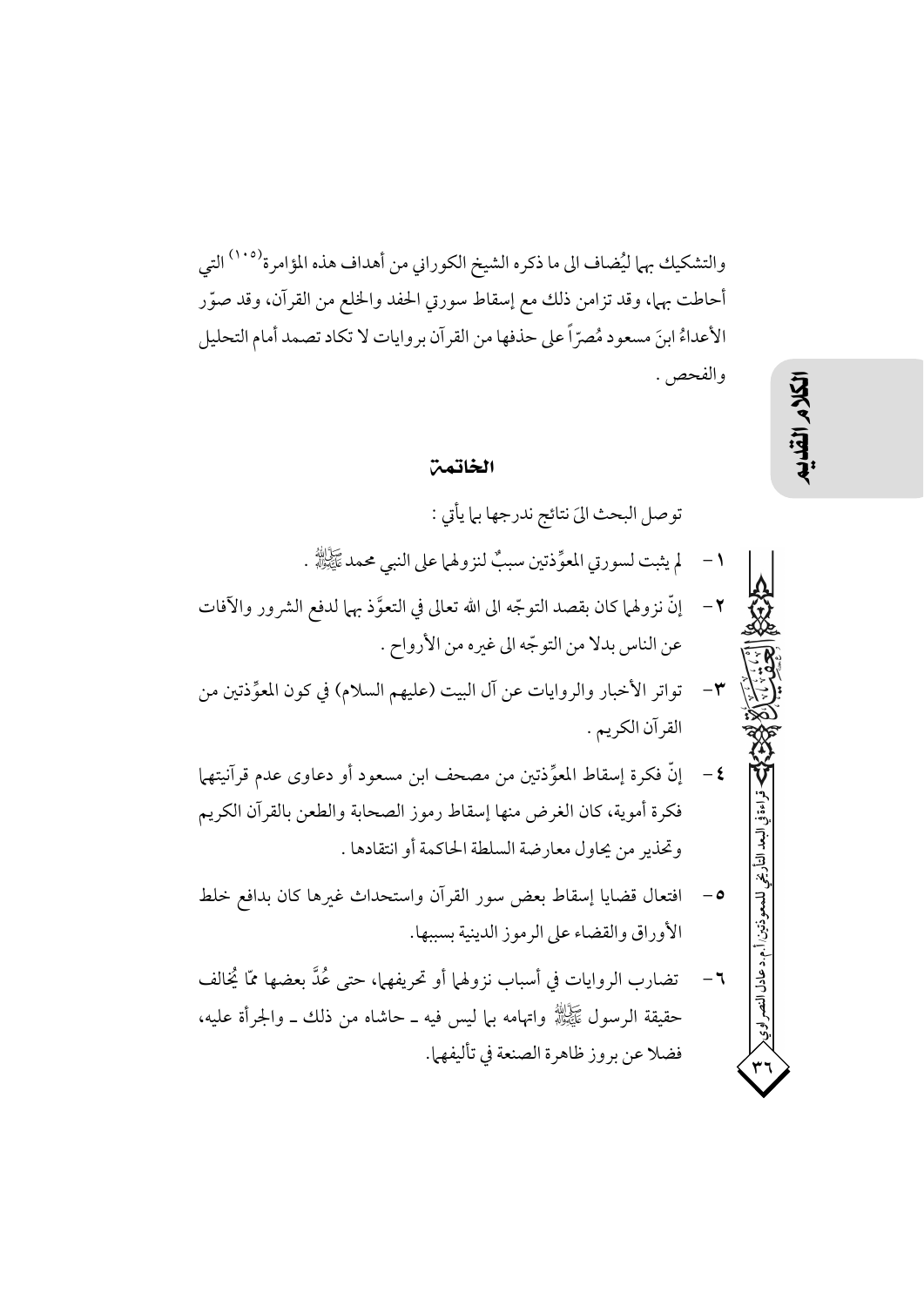والتشكيك بهما ليُضاف الى ما ذكره الشيخ الكوراني من أهداف هذه المؤامرة[١٠٥] التي أحاطت بهما، وقد تزامن ذلك مع إسقاط سورتي الحفد والخلع من القرآن، وقد صوّر الأعداءُ ابنَ مسعود مُصرّاً على حذفها من القرآن بروايات لا تكاد تصمد أمام التحليل والفحص .

## الخاتمة

توصل البحث الىَ نتائج ندرجها بما يأتي :

١- لم يثبت لسورتي المعوِّذتين سببٌ لنزولهما على النبي محمد ﷺ .

٢- إنّ نزولهما كان بقصد التوجّه الى الله تعالى في التعوَّذ بهما لدفع الشرور والآفات عن الناس بدلا من التوجّه الى غيره من الأرواح .

٣- تواتر الأخبار والروايات عن آل البيت (عليهم السلام) في كون المعوِّذتين من القرآن الكريم .

٤- إنّ فكرة إسقاط المعوِّذتين من مصحف ابن مسعود أو دعاوى عدم قرآنيتهما فكرة أموية، كان الغرض منها إسقاط رموز الصحابة والطعن بالقرآن الكريم وتحذير من يحاول معارضة السلطة الحاكمة أو انتقادها .

٥- افتعال قضايا إسقاط بعض سور القرآن واستحداث غيرها كان بدافع خلط الأوراق والقضاء على الرموز الدينية بسببها.

٦- تضارب الروايات في أسباب نزولهما أو تحريفهما، حتى عُدَّ بعضها ممّا يُخالف حقيقة الرسول ﷺ واتهامه بما ليس فيه ـ حاشاه من ذلك ـ والجرأة عليه، فضلا عن بروز ظاهرة الصنعة في تأليفها.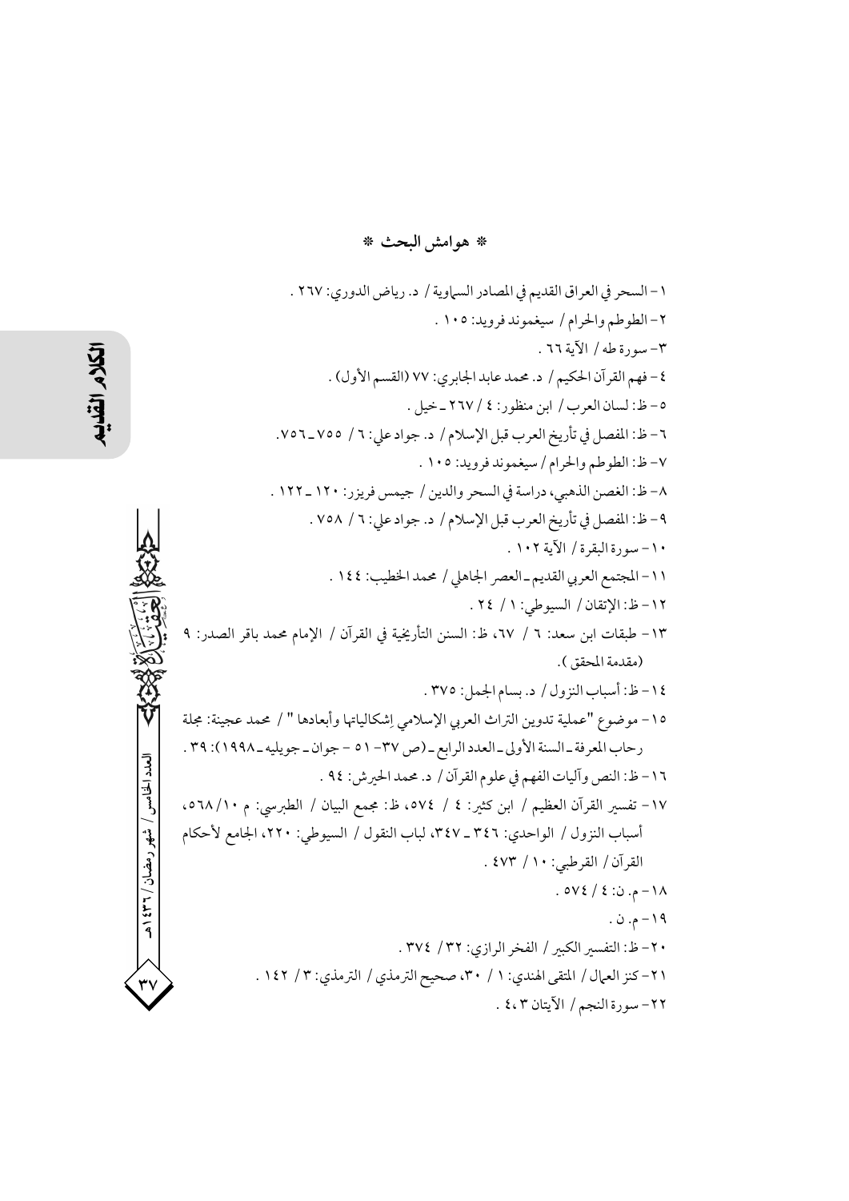# * هوامش البحث *

١- السحر في العراق القديم في المصادر السماوية / د. رياض الدوري: ٢٦٧ .

٢- الطوطم والحرام / سيغموند فرويد: ١٠٥ .

٣- سورة طه / الآية ٦٦ .

٤- فهم القرآن الحكيم / د. محمد عابد الجابري: ٧٧ (القسم الأول) .

٥- ظ: لسان العرب / ابن منظور: ٤ / ٢٦٧ ـ خيل .

٦- ظ: المفصل في تأريخ العرب قبل الإسلام / د. جواد علي: ٦ / ٧٥٥ ـ ٧٥٦.

٧- ظ: الطوطم والحرام / سيغموند فرويد: ١٠٥ .

٨- ظ: الغصن الذهبي، دراسة في السحر والدين / جيمس فريزر: ١٢٠ ـ ١٢٢ .

٩- ظ: المفصل في تأريخ العرب قبل الإسلام / د. جواد علي: ٦ / ٧٥٨ .

١٠- سورة البقرة / الآية ١٠٢ .

١١- المجتمع العربي القديم ـ العصر الجاهلي / محمد الخطيب: ١٤٤ .

١٢- ظ: الإتقان / السيوطي: ١ / ٢٤ .

١٣- طبقات ابن سعد: ٦ / ٦٧، ظ: السنن التأريخية في القرآن / الإمام محمد باقر الصدر: ٩ (مقدمة المحقق ).

١٤- ظ: أسباب النزول / د. بسام الجمل: ٣٧٥ .

١٥- موضوع "عملية تدوين التراث العربي الإسلامي إشكالياتها وأبعادها " / محمد عجينة: مجلة رحاب المعرفة ـ السنة الأولى ـ العدد الرابع ـ (ص ٣٧- ٥١ - جوان ـ جويليه ـ ١٩٩٨): ٣٩ .

١٦- ظ: النص وآليات الفهم في علوم القرآن / د. محمد الخيرش: ٩٤ .

١٧- تفسير القرآن العظيم / ابن كثير: ٤ / ٥٧٤، ظ: مجمع البيان / الطبرسي: م ١٠/٥٦٨، أسباب النزول / الواحدي: ٣٤٦ ـ ٣٤٧، لباب النقول / السيوطي: ٢٢٠، الجامع لأحكام القرآن / القرطبي: ١٠ / ٤٧٣ .

١٨- م. ن: ٤ / ٥٧٤ .

١٩- م. ن .

٢٠- ظ: التفسير الكبير / الفخر الرازي: ٣٢/ ٣٧٤ .

٢١- كنز العمال / المتقى الهندي: ١ / ٣٠، صحيح الترمذي / الترمذي: ٣ / ١٤٢ .

٢٢- سورة النجم / الآيتان ٣، ٤ .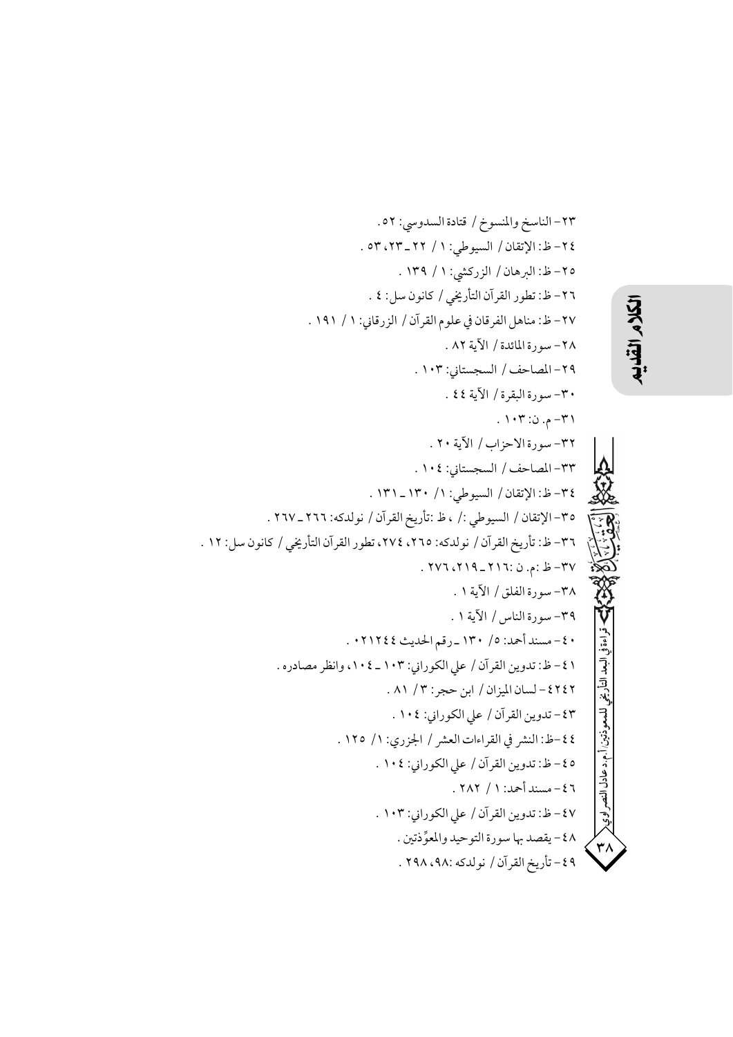٢٣- الناسخ والمنسوخ / قتادة السدوسي: ٥٢ .

٢٤- ظ: الإتقان / السيوطي: ١ / ٢٢ ـ ٢٣، ٥٣ .

٢٥- ظ: البرهان / الزركشي: ١ / ١٣٩ .

٢٦- ظ: تطور القرآن التأريخي / كانون سل: ٤ .

٢٧- ظ: مناهل الفرقان في علوم القرآن / الزرقاني: ١ / ١٩١ .

٢٨- سورة المائدة / الآية ٨٢ .

٢٩- المصاحف / السجستاني: ١٠٣ .

٣٠- سورة البقرة / الآية ٤٤ .

٣١- م. ن: ١٠٣ .

٣٢- سورة الاحزاب / الآية ٢٠ .

٣٣- المصاحف / السجستاني: ١٠٤ .

٣٤- ظ: الإتقان / السيوطي: ١/ ١٣٠ ـ ١٣١ .

٣٥- الإتقان / السيوطي :/ ، ظ :تأريخ القرآن / نولدكه: ٢٦٦ ـ ٢٦٧ .

٣٦- ظ: تأريخ القرآن / نولدكه: ٢٦٥، ٢٧٤، تطور القرآن التأريخي / كانون سل: ١٢ .

٣٧- ظ :م. ن :٢١٦ ـ ٢١٩، ٢٧٦ .

٣٨- سورة الفلق / الآية ١ .

٣٩- سورة الناس / الآية ١ .

٤٠- مسند أحمد: ٥/ ١٣٠ ـ رقم الحديث ٠٢١٢٤٤ .

٤١- ظ: تدوين القرآن / علي الكوراني: ١٠٣ ـ ١٠٤، وانظر مصادره .

٤٢٤٢- لسان الميزان / ابن حجر: ٣ / ٨١ .

٤٣- تدوين القرآن / علي الكوراني: ١٠٤ .

٤٤-ظ: النشر في القراءات العشر / الجزري: ١/ ١٢٥ .

٤٥- ظ: تدوين القرآن / علي الكوراني: ١٠٤ .

٤٦- مسند أحمد: ١ / ٢٨٢ .

٤٧- ظ: تدوين القرآن / علي الكوراني: ١٠٣ .

٤٨- يقصد بها سورة التوحيد والمعوِّذتين .

٤٩- تأريخ القرآن / نولدكه :٩٨، ٢٩٨ .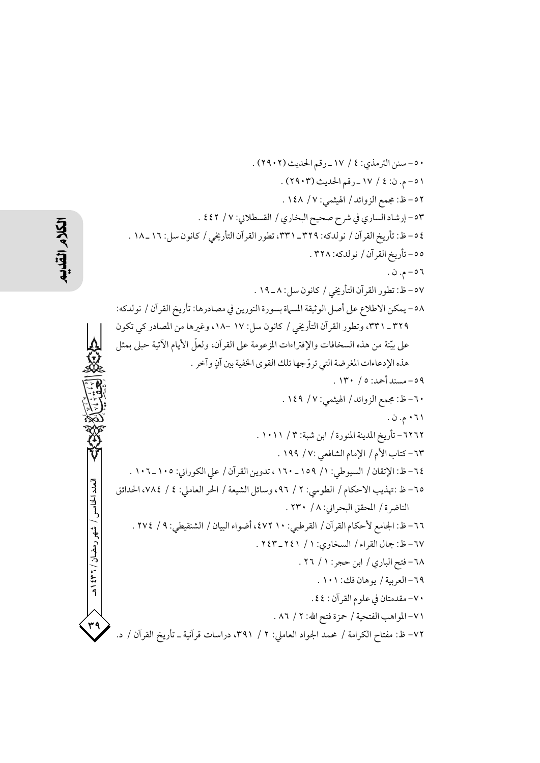٥٠- سنن الترمذي: ٤ / ١٧ ـ رقم الحديث (٢٩٠٢) .

٥١- م. ن: ٤ / ١٧ ـ رقم الحديث (٢٩٠٣) .

٥٢- ظ: مجمع الزوائد / الهيثمي: ٧/ ١٤٨ .

٥٣- إرشاد الساري في شرح صحيح البخاري / القسطلاني: ٧ / ٤٤٢ .

٥٤- ظ: تأريخ القرآن / نولدكه: ٣٢٩ ـ ٣٣١، تطور القرآن التأريخي / كانون سل: ١٦ ـ ١٨ .

٥٥- تأريخ القرآن / نولدكه: ٣٢٨ .

٥٦- م. ن .

٥٧- ظ: تطور القرآن التأريخي / كانون سل: ٨ ـ ١٩ .

٥٨- يمكن الاطلاع على أصل الوثيقة المسماة بسورة النورين في مصادرها: تأريخ القرآن / نولدكه: ٣٢٩ ـ ٣٣١، وتطور القرآن التأريخي / كانون سل: ١٧ -١٨، وغيرها من المصادر كي تكون على بيّنة من هذه السخافات والإفتراءات المزعومة على القرآن، ولعلّ الأيام الآتية حبلى بمثل هذه الإدعاءات المغرضة التي تروّجها تلك القوى الخفية بين آنٍ وآخر .

٥٩- مسند أحمد: ٥ / ١٣٠ .

٦٠- ظ: مجمع الزوائد / الهيثمي: ٧/ ١٤٩ .

٠٦١ م. ن .

٦٢٦٢- تأريخ المدينة المنورة / ابن شبة: ٣ / ١٠١١ .

٦٣- كتاب الأم / الإمام الشافعي :٧/ ١٩٩ .

٦٤- ظ: الإتقان / السيوطي: ١/ ١٥٩ ـ ١٦٠ ، تدوين القرآن / علي الكوراني: ١٠٥ ـ ١٠٦ .

٦٥- ظ :تهذيب الاحكام / الطوسي: ٢ / ٩٦، وسائل الشيعة / الحر العاملي: ٤ / ٧٨٤، الحدائق الناضرة / المحقق البحراني: ٨ / ٢٣٠ .

٦٦- ظ: الجامع لأحكام القرآن / القرطبي: ١٠ ٤٧٢، أضواء البيان / الشنقيطي: ٩ / ٢٧٤ .

٦٧- ظ: جمال القراء / السخاوي: ١ / ٢٤١ ـ ٢٤٣ .

٦٨- فتح الباري / ابن حجر: ١ / ٢٦ .

٦٩- العربية / يوهان فك: ١٠١ .

٧٠- مقدمتان في علوم القرآن : ٤٤.

٧١- المواهب الفتحية / حمزة فتح الله: ٢ / ٨٦ .

٧٢- ظ: مفتاح الكرامة / محمد الجواد العاملي: ٢ / ٣٩١، دراسات قرآنية ـ تأريخ القرآن / د.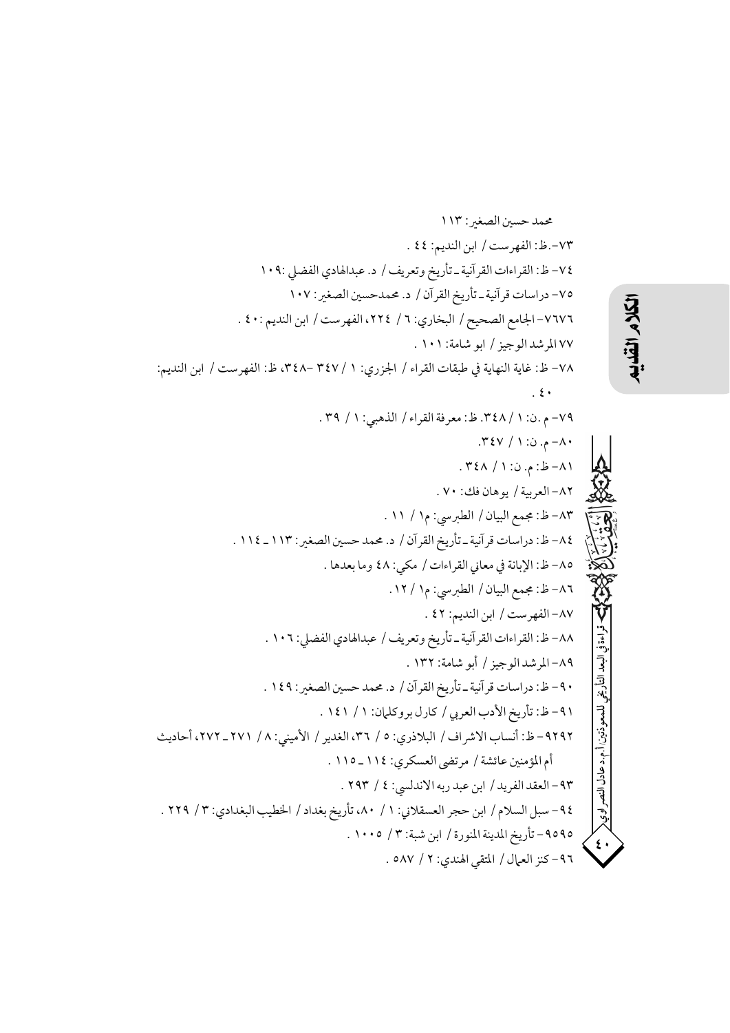محمد حسين الصغير: ١١٣

٧٣-.ظ: الفهرست / ابن النديم: ٤٤ .

٧٤- ظ: القراءات القرآنية ـ تأريخ وتعريف / د. عبدالهادي الفضلي :١٠٩

٧٥- دراسات قرآنية ـ تأريخ القرآن / د. محمدحسين الصغير: ١٠٧

٧٦٧٦- الجامع الصحيح / البخاري: ٦ / ٢٢٤، الفهرست / ابن النديم :٤٠ .

٧٧ المرشد الوجيز / ابو شامة: ١٠١ .

٧٨- ظ: غاية النهاية في طبقات القراء / الجزري: ١ /٣٤٧ -٣٤٨، ظ: الفهرست / ابن النديم: ٤٠ .

٧٩- م .ن: ١ / ٣٤٨. ظ: معرفة القراء / الذهبي: ١ / ٣٩ .

٨٠- م. ن: ١ / ٣٤٧.

٨١- ظ: م. ن: ١ / ٣٤٨ .

٨٢- العربية / يوهان فك: ٧٠ .

٨٣- ظ: مجمع البيان / الطبرسي: م١ / ١١ .

٨٤- ظ: دراسات قرآنية ـ تأريخ القرآن / د. محمد حسين الصغير: ١١٣ ـ ١١٤ .

٨٥- ظ: الإبانة في معاني القراءات / مكي: ٤٨ وما بعدها .

٨٦- ظ: مجمع البيان / الطبرسي: م١ / ١٢.

٨٧- الفهرست / ابن النديم: ٤٢ .

٨٨- ظ: القراءات القرآنية ـ تأريخ وتعريف / عبدالهادي الفضلي: ١٠٦ .

٨٩- المرشد الوجيز / أبو شامة: ١٣٢ .

٩٠- ظ: دراسات قرآنية ـ تأريخ القرآن / د. محمد حسين الصغير: ١٤٩ .

٩١- ظ: تأريخ الأدب العربي / كارل بروكلمان: ١ / ١٤١ .

٩٢٩٢- ظ: أنساب الاشراف / البلاذري: ٥ / ٣٦، الغدير / الأميني: ٨ / ٢٧١ ـ ٢٧٢، أحاديث أم المؤمنين عائشة / مرتضى العسكري: ١١٤ ـ ١١٥ .

٩٣- العقد الفريد / ابن عبد ربه الاندلسي: ٤ / ٢٩٣ .

٩٤- سبل السلام / ابن حجر العسقلاني: ١ / ٨٠، تأريخ بغداد / الخطيب البغدادي: ٣ / ٢٢٩ .

٩٥٩٥- تأريخ المدينة المنورة / ابن شبة: ٣ / ١٠٠٥ .

٩٦- كنز العمال / المتقي الهندي: ٢ / ٥٨٧ .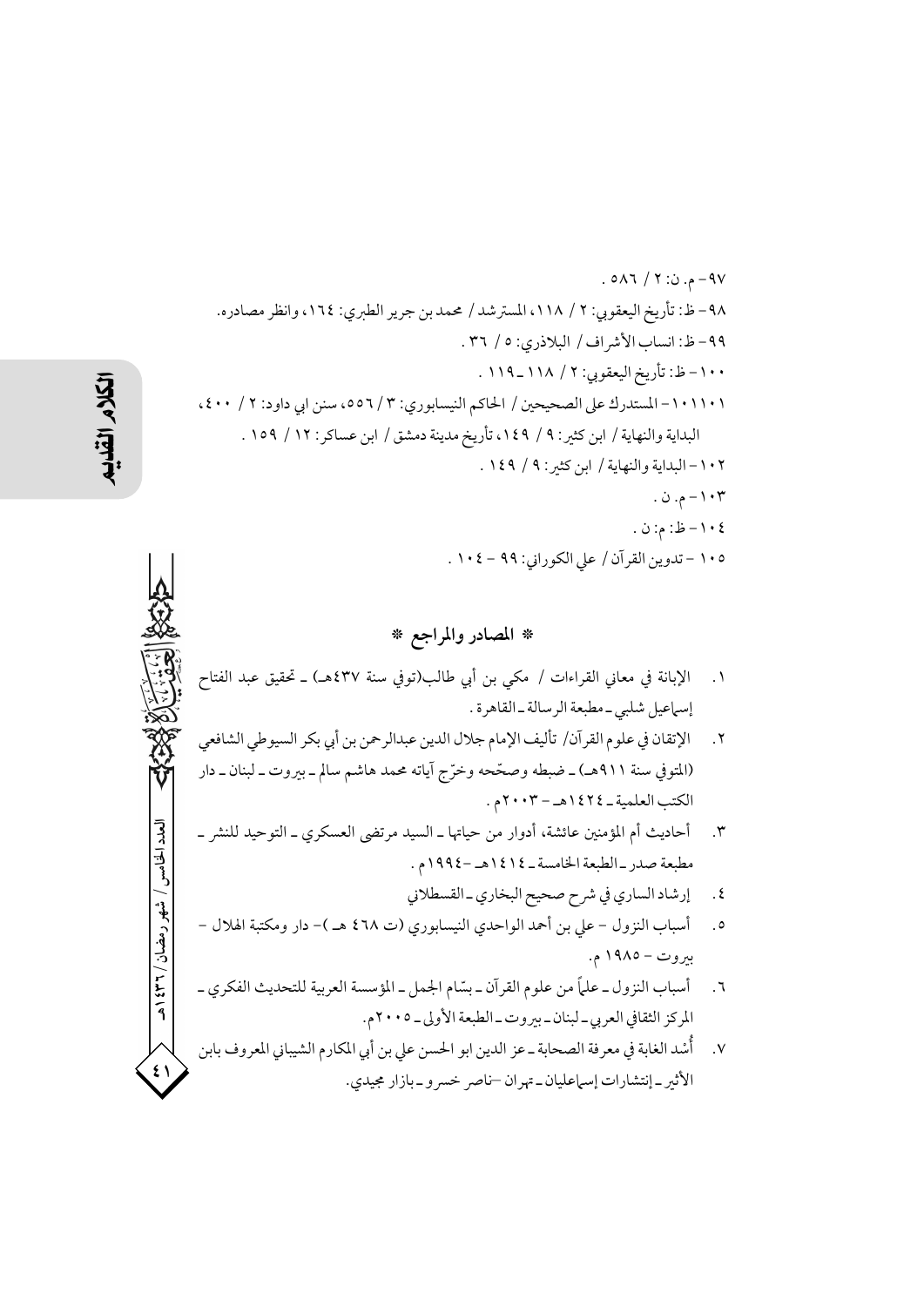٩٧- م. ن: ٢ / ٥٨٦ .

٩٨- ظ: تأريخ اليعقوبي: ٢ / ١١٨، المسترشد / محمد بن جرير الطبري: ١٦٤، وانظر مصادره.

٩٩- ظ: انساب الأشراف / البلاذري: ٥ / ٣٦ .

١٠٠- ظ: تأريخ اليعقوبي: ٢ / ١١٨ ـ ١١٩ .

١٠١١٠١- المستدرك على الصحيحين / الحاكم النيسابوري: ٣ / ٥٥٦، سنن ابي داود: ٢ / ٤٠٠، البداية والنهاية / ابن كثير: ٩ / ١٤٩، تأريخ مدينة دمشق / ابن عساكر: ١٢ / ١٥٩ .

١٠٢- البداية والنهاية / ابن كثير: ٩ / ١٤٩ .

١٠٣- م. ن .

١٠٤- ظ: م: ن .

١٠٥ - تدوين القرآن / علي الكوراني: ٩٩ - ١٠٤ .

## * المصادر والمراجع *

١. الإبانة في معاني القراءات / مكي بن أبي طالب(توفي سنة ٤٣٧هـ) ـ تحقيق عبد الفتاح إسماعيل شلبي ـ مطبعة الرسالة ـ القاهرة .
٢. الإتقان في علوم القرآن/ تأليف الإمام جلال الدين عبدالرحمن بن أبي بكر السيوطي الشافعي (المتوفي سنة ٩١١هـ) ـ ضبطه وصحّحه وخرّج آياته محمد هاشم سالم ـ بيروت ـ لبنان ـ دار الكتب العلمية ـ ١٤٢٤هـ - ٢٠٠٣م .
٣. أحاديث أم المؤمنين عائشة، أدوار من حياتها ـ السيد مرتضى العسكري ـ التوحيد للنشر ـ مطبعة صدر ـ الطبعة الخامسة ـ ١٤١٤هـ -١٩٩٤م .
٤. إرشاد الساري في شرح صحيح البخاري ـ القسطلاني
٥. أسباب النزول - علي بن أحمد الواحدي النيسابوري (ت ٤٦٨ هـ )- دار ومكتبة الهلال - بيروت - ١٩٨٥ م.
٦. أسباب النزول ـ علماً من علوم القرآن ـ بسّام الجمل ـ المؤسسة العربية للتحديث الفكري ـ المركز الثقافي العربي ـ لبنان ـ بيروت ـ الطبعة الأولى ـ ٢٠٠٥م.
٧. أُسْد الغابة في معرفة الصحابة ـ عز الدين ابو الحسن علي بن أبي المكارم الشيباني المعروف بابن الأثير ـ إنتشارات إسماعليان ـ تهران –ناصر خسرو ـ بازار مجيدي.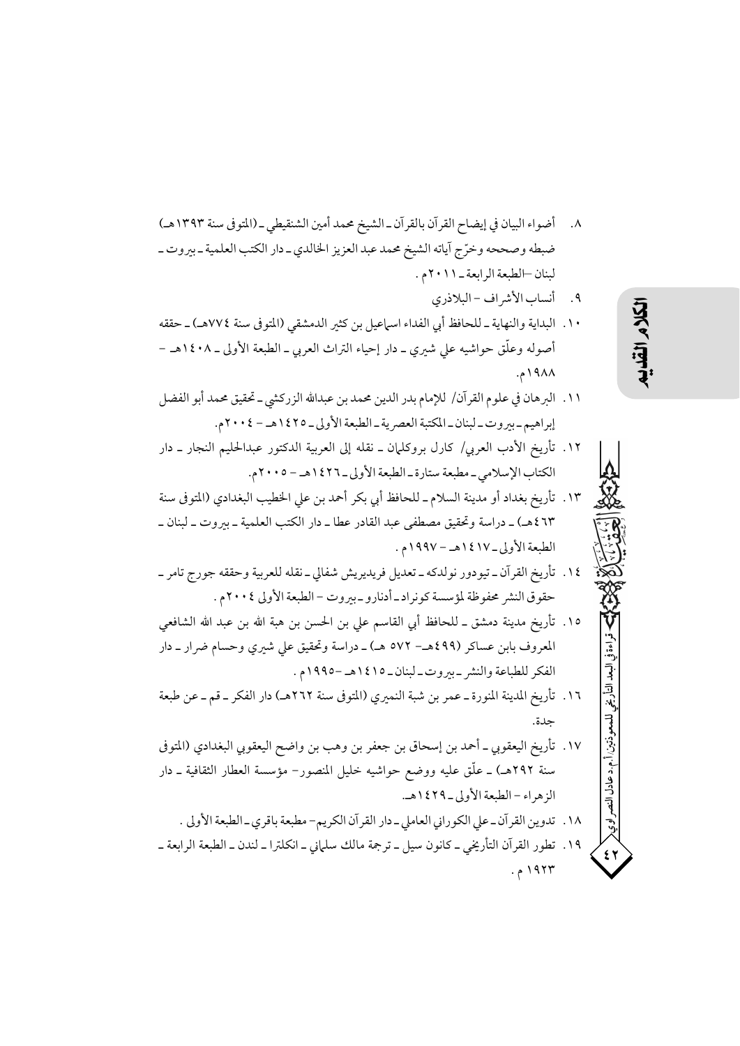٨. أضواء البيان في إيضاح القرآن بالقرآن ـ الشيخ محمد أمين الشنقيطي ـ (المتوفى سنة ١٣٩٣هـ) ضبطه وصححه وخرّج آياته الشيخ محمد عبد العزيز الخالدي ـ دار الكتب العلمية ـ بيروت ـ لبنان ـ الطبعة الرابعة ـ ٢٠١١م .

٩. أنساب الأشراف - البلاذري

١٠. البداية والنهاية ـ للحافظ أبي الفداء اسماعيل بن كثير الدمشقي (المتوفى سنة ٧٧٤هـ) ـ حققه أصوله وعلّق حواشيه علي شيري ـ دار إحياء التراث العربي ـ الطبعة الأولى ـ ١٤٠٨هـ - ١٩٨٨م.

١١. البرهان في علوم القرآن/ للإمام بدر الدين محمد بن عبدالله الزركشي ـ تحقيق محمد أبو الفضل إبراهيم ـ بيروت ـ لبنان ـ المكتبة العصرية ـ الطبعة الأولى ـ ١٤٢٥هـ - ٢٠٠٤م.

١٢. تأريخ الأدب العربي/ كارل بروكلمان ـ نقله إلى العربية الدكتور عبدالحليم النجار ـ دار الكتاب الإسلامي ـ مطبعة ستارة ـ الطبعة الأولى ـ ١٤٢٦هـ - ٢٠٠٥م.

١٣. تأريخ بغداد أو مدينة السلام ـ للحافظ أبي بكر أحمد بن علي الخطيب البغدادي (المتوفى سنة ٤٦٣هـ) ـ دراسة وتحقيق مصطفى عبد القادر عطا ـ دار الكتب العلمية ـ بيروت ـ لبنان ـ الطبعة الأولى ـ ١٤١٧هـ - ١٩٩٧م .

١٤. تأريخ القرآن ـ تيودور نولدكه ـ تعديل فريديريش شفالي ـ نقله للعربية وحققه جورج تامر ـ حقوق النشر محفوظة لمؤسسة كونراد ـ أدنارو ـ بيروت - الطبعة الأولى ٢٠٠٤م .

١٥. تأريخ مدينة دمشق ـ للحافظ أبي القاسم علي بن الحسن بن هبة الله بن عبد الله الشافعي المعروف بابن عساكر (٤٩٩هـ- ٥٧٢ هـ) ـ دراسة وتحقيق علي شيري وحسام ضرار ـ دار الفكر للطباعة والنشر ـ بيروت ـ لبنان ـ ١٤١٥هـ -١٩٩٥م .

١٦. تأريخ المدينة المنورة ـ عمر بن شبة النميري (المتوفى سنة ٢٦٢هـ) دار الفكر ـ قم ـ عن طبعة جدة.

١٧. تأريخ اليعقوبي ـ أحمد بن إسحاق بن جعفر بن وهب بن واضح اليعقوبي البغدادي (المتوفى سنة ٢٩٢هـ) ـ علّق عليه ووضع حواشيه خليل المنصور- مؤسسة العطار الثقافية ـ دار الزهراء - الطبعة الأولى ـ ١٤٢٩هـ.

١٨. تدوين القرآن ـ علي الكوراني العاملي ـ دار القرآن الكريم- مطبعة باقري ـ الطبعة الأولى .

١٩. تطور القرآن التأريخي ـ كانون سيل ـ ترجمة مالك سلماني ـ انكلترا ـ لندن ـ الطبعة الرابعة ـ ١٩٢٣ م .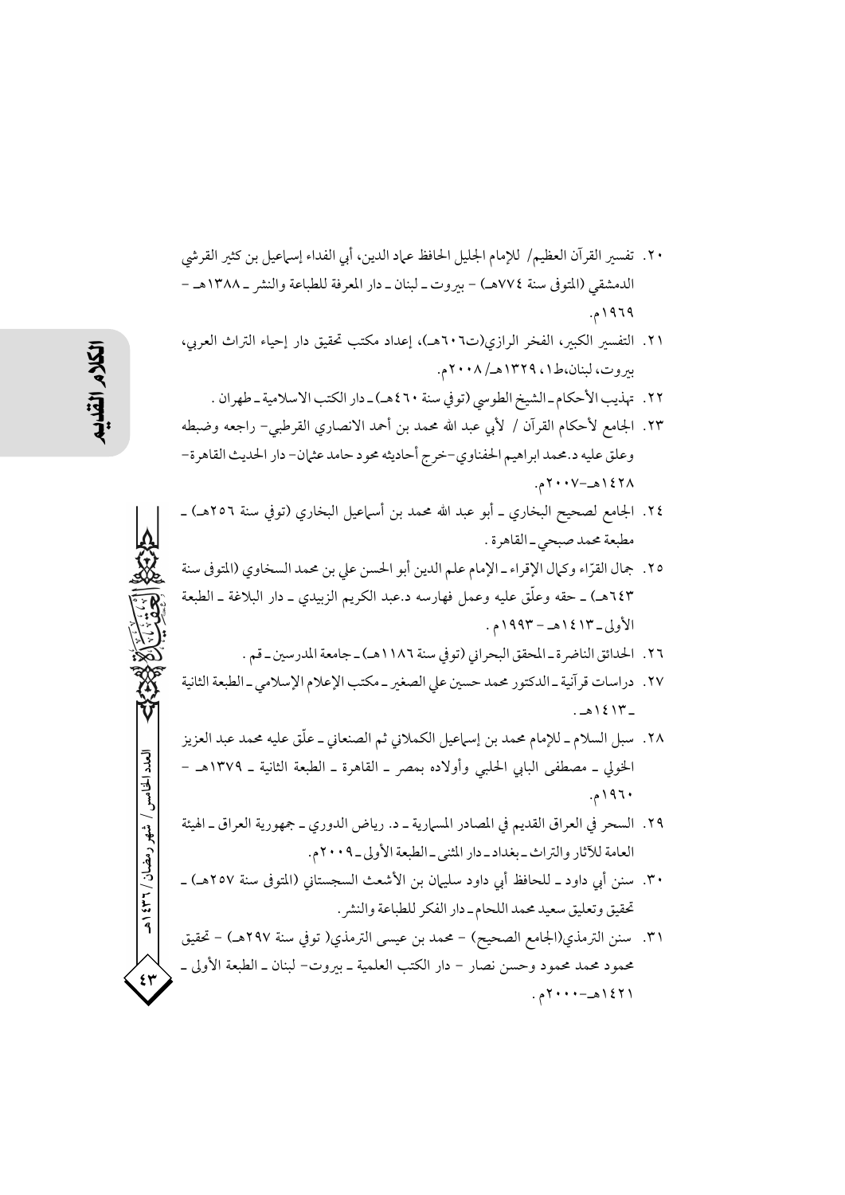٢٠. تفسير القرآن العظيم/ للإمام الجليل الحافظ عماد الدين، أبي الفداء إسماعيل بن كثير القرشي الدمشقي (المتوفى سنة ٧٧٤هـ) - بيروت ـ لبنان ـ دار المعرفة للطباعة والنشر ـ ١٣٨٨هـ - ١٩٦٩م.

٢١. التفسير الكبير، الفخر الرازي(ت٦٠٦هـ)، إعداد مكتب تحقيق دار إحياء التراث العربي، بيروت، لبنان،ط١، ١٣٢٩هـ/ ٢٠٠٨م.

٢٢. تهذيب الأحكام ـ الشيخ الطوسي (توفي سنة ٤٦٠هـ) ـ دار الكتب الاسلامية ـ طهران .

٢٣. الجامع لأحكام القرآن / لأبي عبد الله محمد بن أحمد الانصاري القرطبي- راجعه وضبطه وعلق عليه د.محمد ابراهيم الحفناوي-خرج أحاديثه محود حامد عثمان- دار الحديث القاهرة- ١٤٢٨هـ-٢٠٠٧م.

٢٤. الجامع لصحيح البخاري ـ أبو عبد الله محمد بن أسماعيل البخاري (توفي سنة ٢٥٦هـ) ـ مطبعة محمد صبحي ـ القاهرة .

٢٥. جمال القرّاء وكمال الإقراء ـ الإمام علم الدين أبو الحسن علي بن محمد السخاوي (المتوفى سنة ٦٤٣هـ) ـ حققه وعلّق عليه وعمل فهارسه د.عبد الكريم الزبيدي ـ دار البلاغة ـ الطبعة الأولى ـ ١٤١٣هـ - ١٩٩٣م .

٢٦. الحدائق الناضرة ـ المحقق البحراني (توفي سنة ١١٨٦هـ) ـ جامعة المدرسين ـ قم .

٢٧. دراسات قرآنية ـ الدكتور محمد حسين علي الصغير ـ مكتب الإعلام الإسلامي ـ الطبعة الثانية ـ ١٤١٣هـ .

٢٨. سبل السلام ـ للإمام محمد بن إسماعيل الكملاني ثم الصنعاني ـ علّق عليه محمد عبد العزيز الخولي ـ مصطفى البابي الحلبي وأولاده بمصر ـ القاهرة ـ الطبعة الثانية ـ ١٣٧٩هـ - ١٩٦٠م.

٢٩. السحر في العراق القديم في المصادر المسمارية ـ د. رياض الدوري ـ جمهورية العراق ـ الهيئة العامة للآثار والتراث ـ بغداد ـ دار المثنى ـ الطبعة الأولى ـ ٢٠٠٩م.

٣٠. سنن أبي داود ـ للحافظ أبي داود سليمان بن الأشعث السجستاني (المتوفى سنة ٢٥٧هـ) ـ تحقيق وتعليق سعيد محمد اللحام ـ دار الفكر للطباعة والنشر .

٣١. سنن الترمذي(الجامع الصحيح) - محمد بن عيسى الترمذي( توفي سنة ٢٩٧هـ) - تحقيق محمود محمد محمود وحسن نصار - دار الكتب العلمية ـ بيروت- لبنان ـ الطبعة الأولى ـ ١٤٢١هـ-٢٠٠٠م .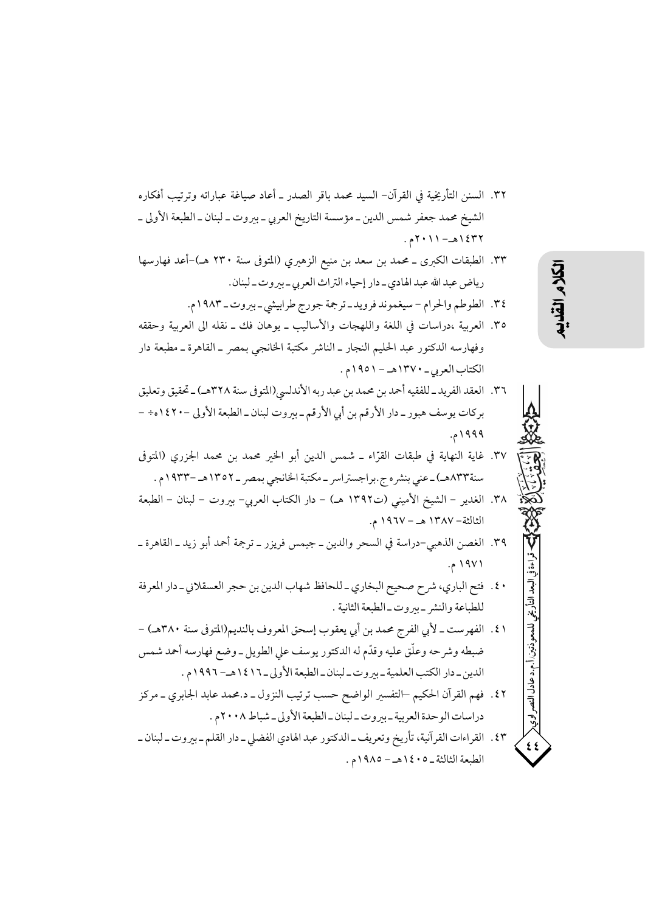٣٢. السنن التأريخية في القرآن- السيد محمد باقر الصدر ـ أعاد صياغة عباراته وترتيب أفكاره الشيخ محمد جعفر شمس الدين ـ مؤسسة التاريخ العربي ـ بيروت ـ لبنان ـ الطبعة الأولى ـ ١٤٣٢هـ- ٢٠١١م .

٣٣. الطبقات الكبرى ـ محمد بن سعد بن منيع الزهيري (المتوفى سنة ٢٣٠ هـ)-أعد فهارسها رياض عبد الله عبد الهادي ـ دار إحياء التراث العربي ـ بيروت ـ لبنان.

٣٤. الطوطم والحرام - سيغموند فرويد ـ ترجمة جورج طرابيشي ـ بيروت ـ ١٩٨٣م.

٣٥. العربية ،دراسات في اللغة واللهجات والأساليب ـ يوهان فك ـ نقله الى العربية وحققه وفهارسه الدكتور عبد الحليم النجار ـ الناشر مكتبة الخانجي بمصر ـ القاهرة ـ مطبعة دار الكتاب العربي ـ ١٣٧٠هـ - ١٩٥١م .

٣٦. العقد الفريد ـ للفقيه أحمد بن محمد بن عبد ربه الأندلسي(المتوفى سنة ٣٢٨هـ) ـ تحقيق وتعليق بركات يوسف هبور ـ دار الأرقم بن أبي الأرقم ـ بيروت لبنان ـ الطبعة الأولى -١٤٢٠ه÷ - ١٩٩٩م.

٣٧. غاية النهاية في طبقات القرّاء ـ شمس الدين أبو الخير محمد بن محمد الجزري (المتوفى سنة٨٣٣هـ) ـ عني بنشره ج.براجستراسر ـ مكتبة الخانجي بمصر ـ ١٣٥٢هـ -١٩٣٣م .

٣٨. الغدير - الشيخ الأميني (ت١٣٩٢ هـ) - دار الكتاب العربي- بيروت - لبنان - الطبعة الثالثة- ١٣٨٧ هـ - ١٩٦٧ م.

٣٩. الغصن الذهبي-دراسة في السحر والدين ـ جيمس فريزر ـ ترجمة أحمد أبو زيد ـ القاهرة ـ ١٩٧١ م.

٤٠. فتح الباري، شرح صحيح البخاري ـ للحافظ شهاب الدين بن حجر العسقلاني ـ دار المعرفة للطباعة والنشر ـ بيروت ـ الطبعة الثانية .

٤١. الفهرست ـ لأبي الفرج محمد بن أبي يعقوب إسحق المعروف بالنديم(المتوفى سنة ٣٨٠هـ) - ضبطه وشرحه وعلّق عليه وقدّم له الدكتور يوسف علي الطويل ـ وضع فهارسه أحمد شمس الدين ـ دار الكتب العلمية ـ بيروت ـ لبنان ـ الطبعة الأولى ـ ١٤١٦هـ- ١٩٩٦م .

٤٢. فهم القرآن الحكيم –التفسير الواضح حسب ترتيب النزول ـ د.محمد عابد الجابري ـ مركز دراسات الوحدة العربية ـ بيروت ـ لبنان ـ الطبعة الأولى ـ شباط ٢٠٠٨م .

٤٣. القراءات القرآنية، تأريخ وتعريف ـ الدكتور عبد الهادي الفضلي ـ دار القلم ـ بيروت ـ لبنان ـ الطبعة الثالثة ـ ١٤٠٥هـ- ١٩٨٥م .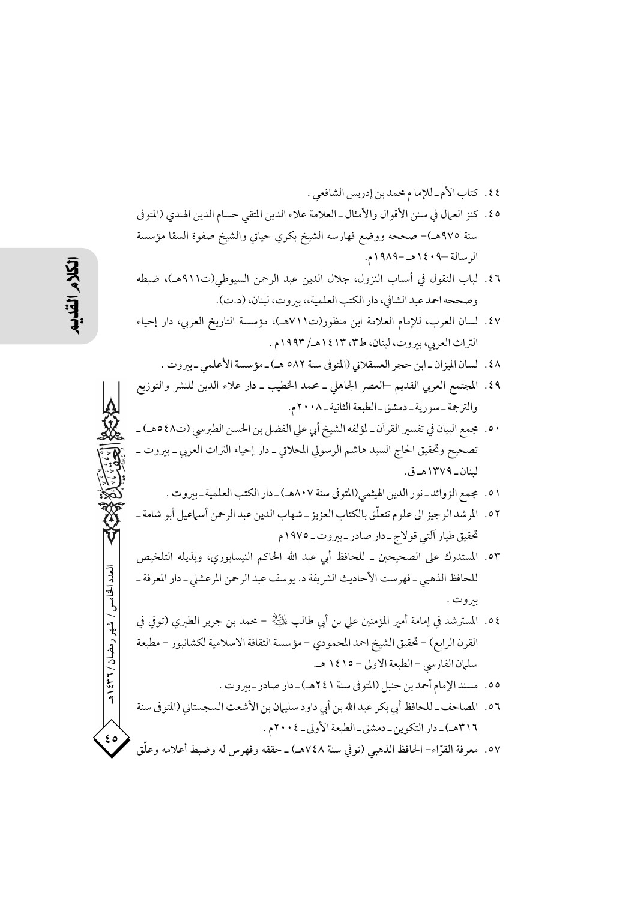٤٤. كتاب الأم ـ للإما م محمد بن إدريس الشافعي .

٤٥. كنز العمال في سنن الأقوال والأمثال ـ العلامة علاء الدين المتقي حسام الدين الهندي (المتوفى سنة ٩٧٥هـ)- صححه ووضع فهارسه الشيخ بكري حياتي والشيخ صفوة السقا مؤسسة الرسالة -١٤٠٩هـ -١٩٨٩م.

٤٦. لباب النقول في أسباب النزول، جلال الدين عبد الرحمن السيوطي(ت٩١١هـ)، ضبطه وصححه احمد عبد الشافي، دار الكتب العلمية،، بيروت، لبنان، (د.ت).

٤٧. لسان العرب، للإمام العلامة ابن منظور(ت٧١١هـ)، مؤسسة التاريخ العربي، دار إحياء التراث العربي، بيروت، لبنان، ط٣، ١٤١٣هـ/ ١٩٩٣م .

٤٨. لسان الميزان ـ ابن حجر العسقلاني (المتوفى سنة ٥٨٢ هـ) ـ مؤسسة الأعلمي ـ بيروت .

٤٩. المجتمع العربي القديم -العصر الجاهلي ـ محمد الخطيب ـ دار علاء الدين للنشر والتوزيع والترجمة ـ سورية ـ دمشق ـ الطبعة الثانية ـ ٢٠٠٨م.

٥٠. مجمع البيان في تفسير القرآن ـ لمؤلفه الشيخ أبي علي الفضل بن الحسن الطبرسي (ت٥٤٨هـ) ـ تصحيح وتحقيق الحاج السيد هاشم الرسولي المحلاتي ـ دار إحياء التراث العربي ـ بيروت ـ لبنان ـ ١٣٧٩هـ ق.

٥١. مجمع الزوائد ـ نور الدين الهيثمي(المتوفى سنة ٨٠٧هـ) ـ دار الكتب العلمية ـ بيروت .

٥٢. المرشد الوجيز الى علوم تتعلّق بالكتاب العزيز ـ شهاب الدين عبد الرحمن أسماعيل أبو شامة ـ تحقيق طيار آلتي قولاج ـ دار صادر ـ بيروت ـ ١٩٧٥م

٥٣. المستدرك على الصحيحين ـ للحافظ أبي عبد الله الحاكم النيسابوري، وبذيله التلخيص للحافظ الذهبي ـ فهرست الأحاديث الشريفة د. يوسف عبد الرحمن المرعشلي ـ دار المعرفة ـ بيروت .

٥٤. المسترشد في إمامة أمير المؤمنين علي بن أبي طالب عليه السلام - محمد بن جرير الطبري (توفي في القرن الرابع) - تحقيق الشيخ احمد المحمودي - مؤسسة الثقافة الاسلامية لكشانبور - مطبعة سلمان الفارسي - الطبعة الاولى - ١٤١٥ هـ.

٥٥. مسند الإمام أحمد بن حنبل (المتوفى سنة ٢٤١هـ) ـ دار صادر ـ بيروت .

٥٦. المصاحف ـ للحافظ أبي بكر عبد الله بن أبي داود سليمان بن الأشعث السجستاني (المتوفى سنة ٣١٦هـ) ـ دار التكوين ـ دمشق ـ الطبعة الأولى ـ ٢٠٠٤م .

٥٧. معرفة القرّاء- الحافظ الذهبي (توفي سنة ٧٤٨هـ) ـ حققه وفهرس له وضبط أعلامه وعلّق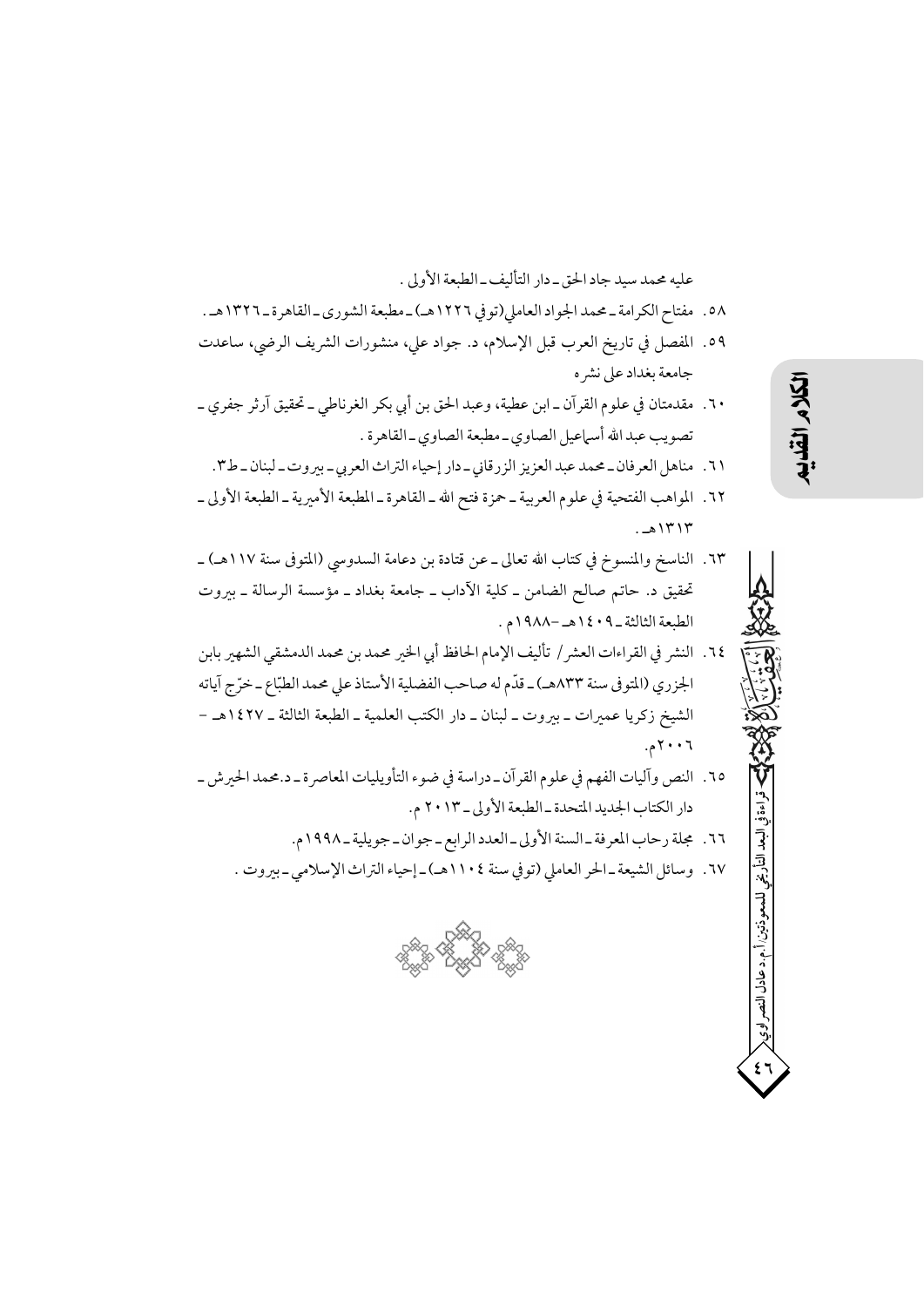عليه محمد سيد جاد الحق ـ دار التأليف ـ الطبعة الأولى .

٥٨. مفتاح الكرامة ـ محمد الجواد العاملي(توفي ١٢٢٦هـ) ـ مطبعة الشورى ـ القاهرة ـ ١٣٢٦هـ .

٥٩. المفصل في تاريخ العرب قبل الإسلام، د. جواد علي، منشورات الشريف الرضي، ساعدت جامعة بغداد على نشره

٦٠. مقدمتان في علوم القرآن ـ ابن عطية، وعبد الحق بن أبي بكر الغرناطي ـ تحقيق آرثر جفري ـ تصويب عبد الله أسماعيل الصاوي ـ مطبعة الصاوي ـ القاهرة .

٦١. مناهل العرفان ـ محمد عبد العزيز الزرقاني ـ دار إحياء التراث العربي ـ بيروت ـ لبنان ـ ط٣.

٦٢. المواهب الفتحية في علوم العربية ـ حمزة فتح الله ـ القاهرة ـ المطبعة الأميرية ـ الطبعة الأولى ـ ١٣١٣هـ .

٦٣. الناسخ والمنسوخ في كتاب الله تعالى ـ عن قتادة بن دعامة السدوسي (المتوفى سنة ١١٧هـ) ـ تحقيق د. حاتم صالح الضامن ـ كلية الآداب ـ جامعة بغداد ـ مؤسسة الرسالة ـ بيروت الطبعة الثالثة ـ ١٤٠٩هـ ـ١٩٨٨م .

٦٤. النشر في القراءات العشر/ تأليف الإمام الحافظ أبي الخير محمد بن محمد الدمشقي الشهير بابن الجزري (المتوفى سنة ٨٣٣هـ) ـ قدّم له صاحب الفضيلة الأستاذ علي محمد الضّبّاع ـ خرّج آياته الشيخ زكريا عميرات ـ بيروت ـ لبنان ـ دار الكتب العلمية ـ الطبعة الثالثة ـ ١٤٢٧هـ ـ ٢٠٠٦م.

٦٥. النص وآليات الفهم في علوم القرآن ـ دراسة في ضوء التأويليات المعاصرة ـ د.محمد الحيرش ـ دار الكتاب الجديد المتحدة ـ الطبعة الأولى ـ ٢٠١٣ م.

٦٦. مجلة رحاب المعرفة ـ السنة الأولى ـ العدد الرابع ـ جوان ـ جويلية ـ ١٩٩٨م.

٦٧. وسائل الشيعة ـ الحر العاملي (توفي سنة ١١٠٤هـ) ـ إحياء التراث الإسلامي ـ بيروت .